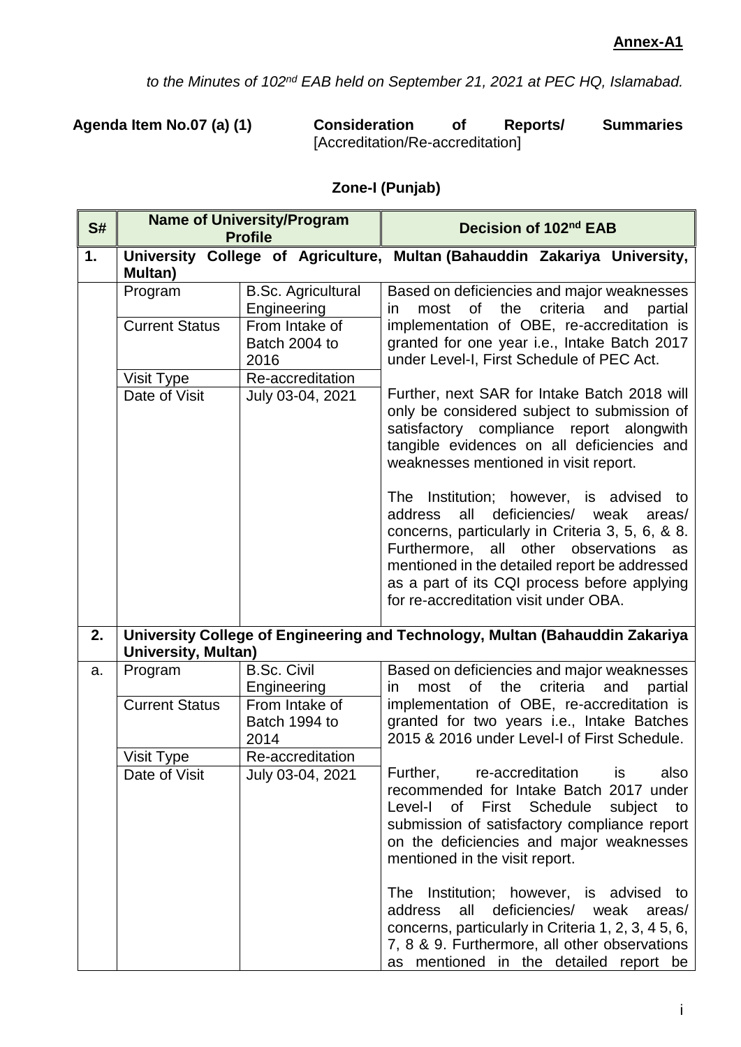**Annex-A1**

*to the Minutes of 102nd EAB held on September 21, 2021 at PEC HQ, Islamabad.*

**Agenda Item No.07 (a) (1)** **Consideration of Reports/ Summaries** [Accreditation/Re-accreditation]

**Zone-I (Punjab)**

| S# | Name of University/Program Profile | | Decision of 102nd EAB |
|---|---|---|---|
| **1.** | **University College of Agriculture, Multan (Bahauddin Zakariya University, Multan)** | | |
| | Program | B.Sc. Agricultural Engineering | Based on deficiencies and major weaknesses in most of the criteria and partial implementation of OBE, re-accreditation is granted for one year i.e., Intake Batch 2017 under Level-I, First Schedule of PEC Act.<br><br>Further, next SAR for Intake Batch 2018 will only be considered subject to submission of satisfactory compliance report alongwith tangible evidences on all deficiencies and weaknesses mentioned in visit report.<br><br>The Institution; however, is advised to address all deficiencies/ weak areas/ concerns, particularly in Criteria 3, 5, 6, & 8. Furthermore, all other observations as mentioned in the detailed report be addressed as a part of its CQI process before applying for re-accreditation visit under OBA. |
| | Current Status | From Intake of Batch 2004 to 2016 | |
| | Visit Type | Re-accreditation | |
| | Date of Visit | July 03-04, 2021 | |
| **2.** | **University College of Engineering and Technology, Multan (Bahauddin Zakariya University, Multan)** | | |
| a. | Program | B.Sc. Civil Engineering | Based on deficiencies and major weaknesses in most of the criteria and partial implementation of OBE, re-accreditation is granted for two years i.e., Intake Batches 2015 & 2016 under Level-I of First Schedule.<br><br>Further, re-accreditation is also recommended for Intake Batch 2017 under Level-I of First Schedule subject to submission of satisfactory compliance report on the deficiencies and major weaknesses mentioned in the visit report.<br><br>The Institution; however, is advised to address all deficiencies/ weak areas/ concerns, particularly in Criteria 1, 2, 3, 4 5, 6, 7, 8 & 9. Furthermore, all other observations as mentioned in the detailed report be |
| | Current Status | From Intake of Batch 1994 to 2014 | |
| | Visit Type | Re-accreditation | |
| | Date of Visit | July 03-04, 2021 | |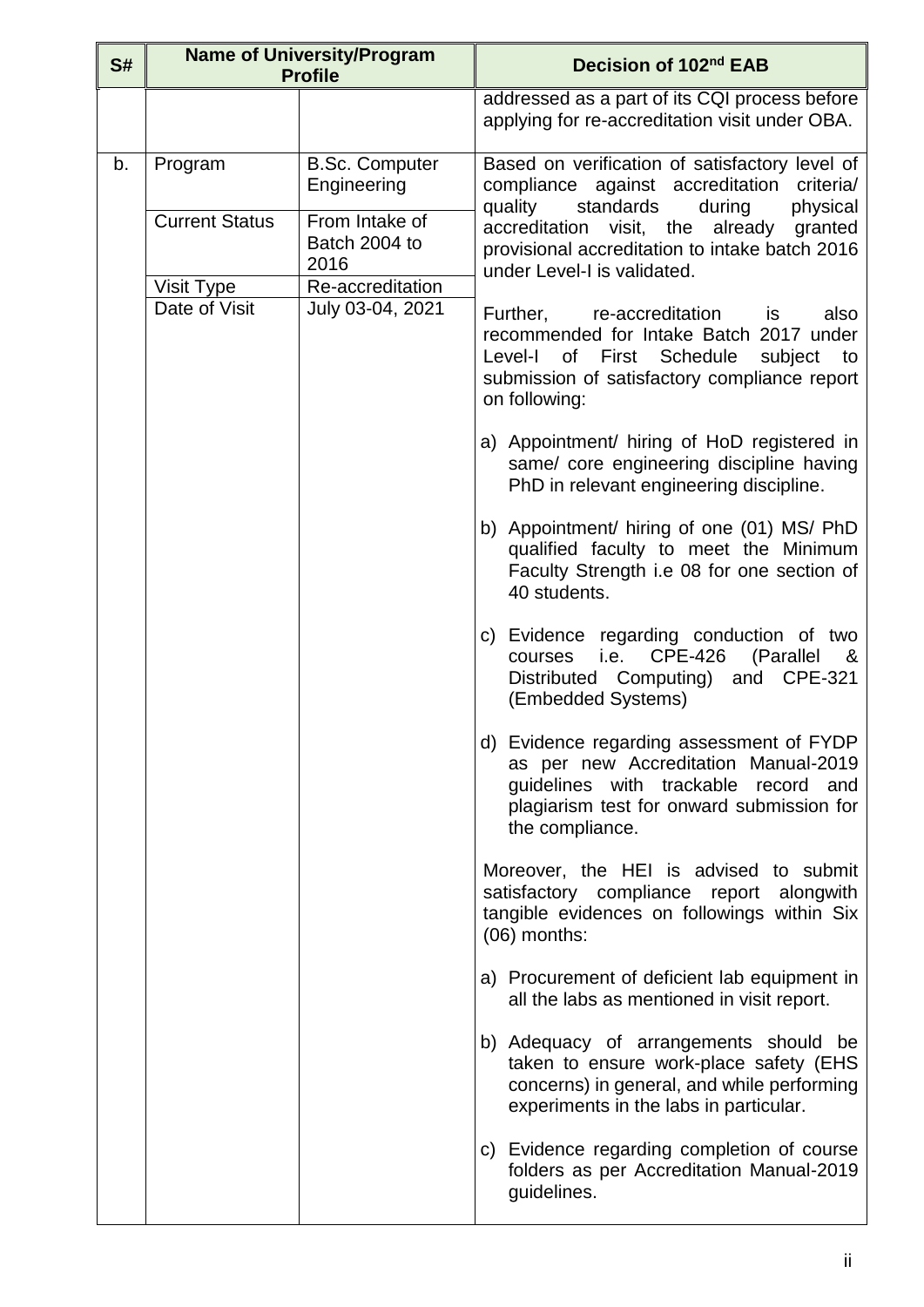| S# | Name of University/Program Profile | | Decision of 102nd EAB |
|---|---|---|---|
| | | | addressed as a part of its CQI process before applying for re-accreditation visit under OBA. |
| b. | Program | B.Sc. Computer Engineering | Based on verification of satisfactory level of compliance against accreditation criteria/ quality standards during physical accreditation visit, the already granted provisional accreditation to intake batch 2016 under Level-I is validated.<br><br>Further, re-accreditation is also recommended for Intake Batch 2017 under Level-I of First Schedule subject to submission of satisfactory compliance report on following:<br><br>a) Appointment/ hiring of HoD registered in same/ core engineering discipline having PhD in relevant engineering discipline.<br><br>b) Appointment/ hiring of one (01) MS/ PhD qualified faculty to meet the Minimum Faculty Strength i.e 08 for one section of 40 students.<br><br>c) Evidence regarding conduction of two courses i.e. CPE-426 (Parallel & Distributed Computing) and CPE-321 (Embedded Systems)<br><br>d) Evidence regarding assessment of FYDP as per new Accreditation Manual-2019 guidelines with trackable record and plagiarism test for onward submission for the compliance.<br><br>Moreover, the HEI is advised to submit satisfactory compliance report alongwith tangible evidences on followings within Six (06) months:<br><br>a) Procurement of deficient lab equipment in all the labs as mentioned in visit report.<br><br>b) Adequacy of arrangements should be taken to ensure work-place safety (EHS concerns) in general, and while performing experiments in the labs in particular.<br><br>c) Evidence regarding completion of course folders as per Accreditation Manual-2019 guidelines. |
| | Current Status | From Intake of Batch 2004 to 2016 | |
| | Visit Type | Re-accreditation | |
| | Date of Visit | July 03-04, 2021 | |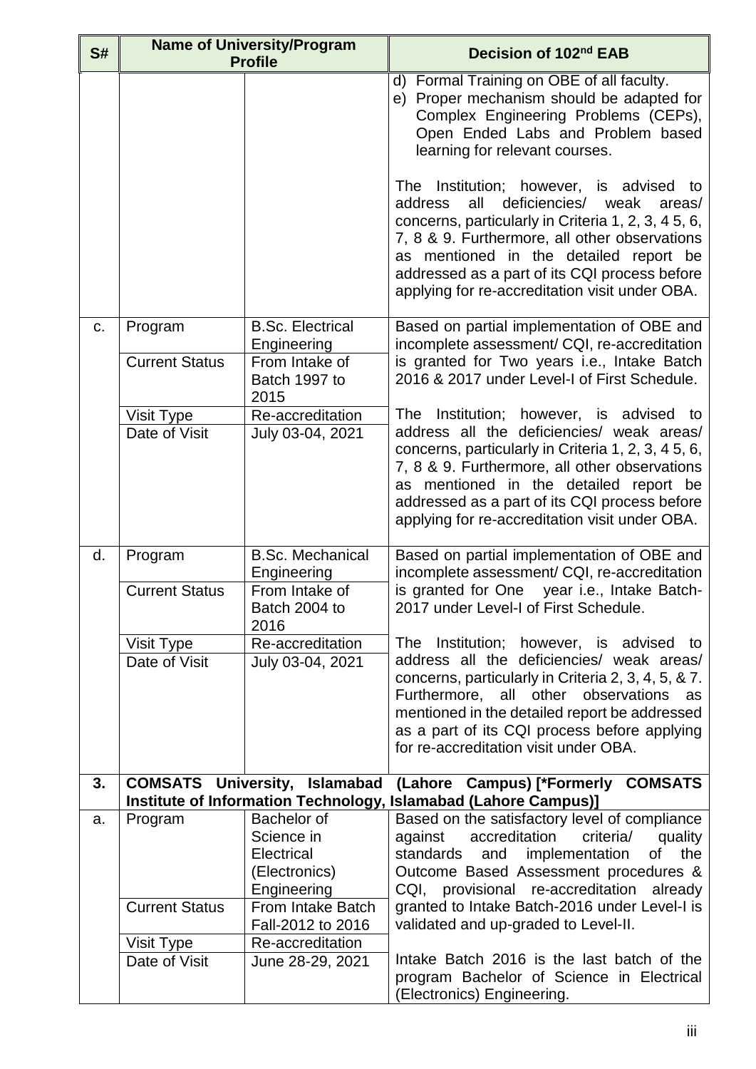| S# | Name of University/Program Profile | | Decision of 102nd EAB |
|---|---|---|---|
| | | | d) Formal Training on OBE of all faculty.<br>e) Proper mechanism should be adapted for Complex Engineering Problems (CEPs), Open Ended Labs and Problem based learning for relevant courses.<br><br>The Institution; however, is advised to address all deficiencies/ weak areas/ concerns, particularly in Criteria 1, 2, 3, 4 5, 6, 7, 8 & 9. Furthermore, all other observations as mentioned in the detailed report be addressed as a part of its CQI process before applying for re-accreditation visit under OBA. |
| c. | Program | B.Sc. Electrical Engineering | Based on partial implementation of OBE and incomplete assessment/ CQI, re-accreditation is granted for Two years i.e., Intake Batch 2016 & 2017 under Level-I of First Schedule.<br><br>The Institution; however, is advised to address all the deficiencies/ weak areas/ concerns, particularly in Criteria 1, 2, 3, 4 5, 6, 7, 8 & 9. Furthermore, all other observations as mentioned in the detailed report be addressed as a part of its CQI process before applying for re-accreditation visit under OBA. |
| | Current Status | From Intake of Batch 1997 to 2015 | |
| | Visit Type | Re-accreditation | |
| | Date of Visit | July 03-04, 2021 | |
| d. | Program | B.Sc. Mechanical Engineering | Based on partial implementation of OBE and incomplete assessment/ CQI, re-accreditation is granted for One year i.e., Intake Batch-2017 under Level-I of First Schedule.<br><br>The Institution; however, is advised to address all the deficiencies/ weak areas/ concerns, particularly in Criteria 2, 3, 4, 5, & 7. Furthermore, all other observations as mentioned in the detailed report be addressed as a part of its CQI process before applying for re-accreditation visit under OBA. |
| | Current Status | From Intake of Batch 2004 to 2016 | |
| | Visit Type | Re-accreditation | |
| | Date of Visit | July 03-04, 2021 | |
| **3.** | **COMSATS University, Islamabad (Lahore Campus) [*Formerly COMSATS Institute of Information Technology, Islamabad (Lahore Campus)]** | | |
| a. | Program | Bachelor of Science in Electrical (Electronics) Engineering | Based on the satisfactory level of compliance against accreditation criteria/ quality standards and implementation of the Outcome Based Assessment procedures & CQI, provisional re-accreditation already granted to Intake Batch-2016 under Level-I is validated and up-graded to Level-II.<br><br>Intake Batch 2016 is the last batch of the program Bachelor of Science in Electrical (Electronics) Engineering. |
| | Current Status | From Intake Batch Fall-2012 to 2016 | |
| | Visit Type | Re-accreditation | |
| | Date of Visit | June 28-29, 2021 | |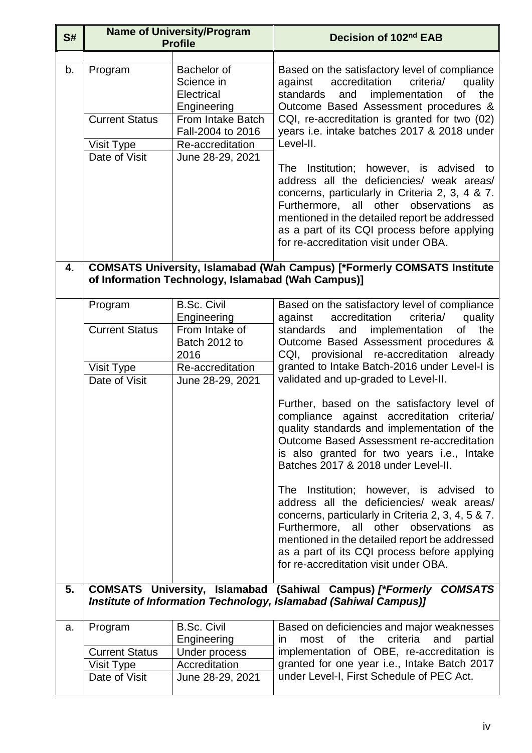| S# | Name of University/Program Profile | | Decision of 102nd EAB |
|---|---|---|---|
| b. | Program | Bachelor of Science in Electrical Engineering | Based on the satisfactory level of compliance against accreditation criteria/ quality standards and implementation of the Outcome Based Assessment procedures & CQI, re-accreditation is granted for two (02) years i.e. intake batches 2017 & 2018 under Level-II.<br><br>The Institution; however, is advised to address all the deficiencies/ weak areas/ concerns, particularly in Criteria 2, 3, 4 & 7. Furthermore, all other observations as mentioned in the detailed report be addressed as a part of its CQI process before applying for re-accreditation visit under OBA. |
| | Current Status | From Intake Batch Fall-2004 to 2016 | |
| | Visit Type | Re-accreditation | |
| | Date of Visit | June 28-29, 2021 | |
| **4.** | **COMSATS University, Islamabad (Wah Campus) [*Formerly COMSATS Institute of Information Technology, Islamabad (Wah Campus)]** | | |
| | Program | B.Sc. Civil Engineering | Based on the satisfactory level of compliance against accreditation criteria/ quality standards and implementation of the Outcome Based Assessment procedures & CQI, provisional re-accreditation already granted to Intake Batch-2016 under Level-I is validated and up-graded to Level-II.<br><br>Further, based on the satisfactory level of compliance against accreditation criteria/ quality standards and implementation of the Outcome Based Assessment re-accreditation is also granted for two years i.e., Intake Batches 2017 & 2018 under Level-II.<br><br>The Institution; however, is advised to address all the deficiencies/ weak areas/ concerns, particularly in Criteria 2, 3, 4, 5 & 7. Furthermore, all other observations as mentioned in the detailed report be addressed as a part of its CQI process before applying for re-accreditation visit under OBA. |
| | Current Status | From Intake of Batch 2012 to 2016 | |
| | Visit Type | Re-accreditation | |
| | Date of Visit | June 28-29, 2021 | |
| **5.** | **COMSATS University, Islamabad (Sahiwal Campus) *[*Formerly COMSATS Institute of Information Technology, Islamabad (Sahiwal Campus)]*** | | |
| a. | Program | B.Sc. Civil Engineering | Based on deficiencies and major weaknesses in most of the criteria and partial implementation of OBE, re-accreditation is granted for one year i.e., Intake Batch 2017 under Level-I, First Schedule of PEC Act. |
| | Current Status | Under process | |
| | Visit Type | Accreditation | |
| | Date of Visit | June 28-29, 2021 | |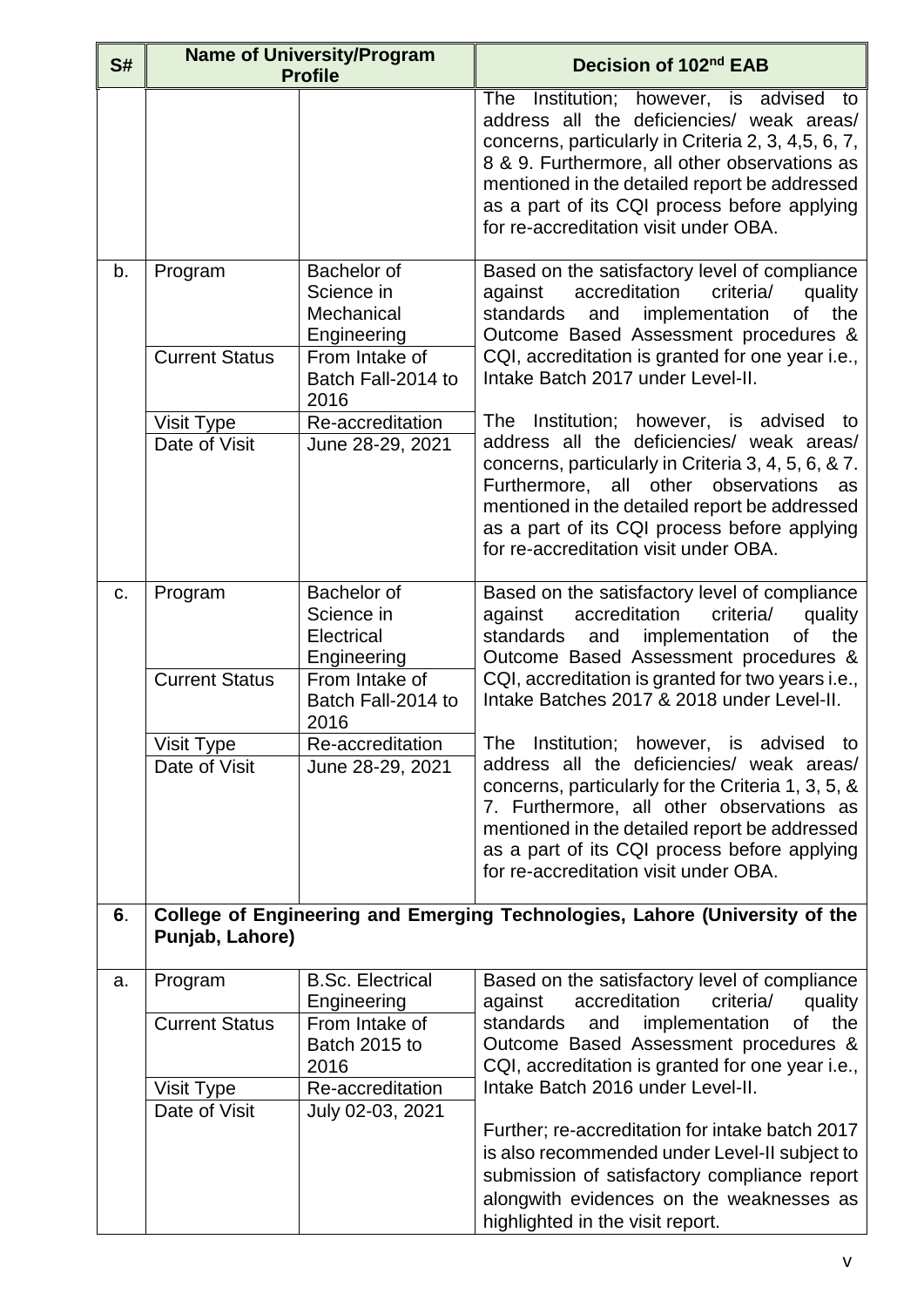| S# | Name of University/Program Profile | | Decision of 102nd EAB |
|---|---|---|---|
| | | | The Institution; however, is advised to address all the deficiencies/ weak areas/ concerns, particularly in Criteria 2, 3, 4,5, 6, 7, 8 & 9. Furthermore, all other observations as mentioned in the detailed report be addressed as a part of its CQI process before applying for re-accreditation visit under OBA. |
| b. | Program | Bachelor of Science in Mechanical Engineering | Based on the satisfactory level of compliance against accreditation criteria/ quality standards and implementation of the Outcome Based Assessment procedures & CQI, accreditation is granted for one year i.e., Intake Batch 2017 under Level-II.<br><br>The Institution; however, is advised to address all the deficiencies/ weak areas/ concerns, particularly in Criteria 3, 4, 5, 6, & 7. Furthermore, all other observations as mentioned in the detailed report be addressed as a part of its CQI process before applying for re-accreditation visit under OBA. |
| | Current Status | From Intake of Batch Fall-2014 to 2016 | |
| | Visit Type | Re-accreditation | |
| | Date of Visit | June 28-29, 2021 | |
| c. | Program | Bachelor of Science in Electrical Engineering | Based on the satisfactory level of compliance against accreditation criteria/ quality standards and implementation of the Outcome Based Assessment procedures & CQI, accreditation is granted for two years i.e., Intake Batches 2017 & 2018 under Level-II.<br><br>The Institution; however, is advised to address all the deficiencies/ weak areas/ concerns, particularly for the Criteria 1, 3, 5, & 7. Furthermore, all other observations as mentioned in the detailed report be addressed as a part of its CQI process before applying for re-accreditation visit under OBA. |
| | Current Status | From Intake of Batch Fall-2014 to 2016 | |
| | Visit Type | Re-accreditation | |
| | Date of Visit | June 28-29, 2021 | |
| **6**. | **College of Engineering and Emerging Technologies, Lahore (University of the Punjab, Lahore)** | | |
| a. | Program | B.Sc. Electrical Engineering | Based on the satisfactory level of compliance against accreditation criteria/ quality standards and implementation of the Outcome Based Assessment procedures & CQI, accreditation is granted for one year i.e., Intake Batch 2016 under Level-II.<br><br>Further; re-accreditation for intake batch 2017 is also recommended under Level-II subject to submission of satisfactory compliance report alongwith evidences on the weaknesses as highlighted in the visit report. |
| | Current Status | From Intake of Batch 2015 to 2016 | |
| | Visit Type | Re-accreditation | |
| | Date of Visit | July 02-03, 2021 | |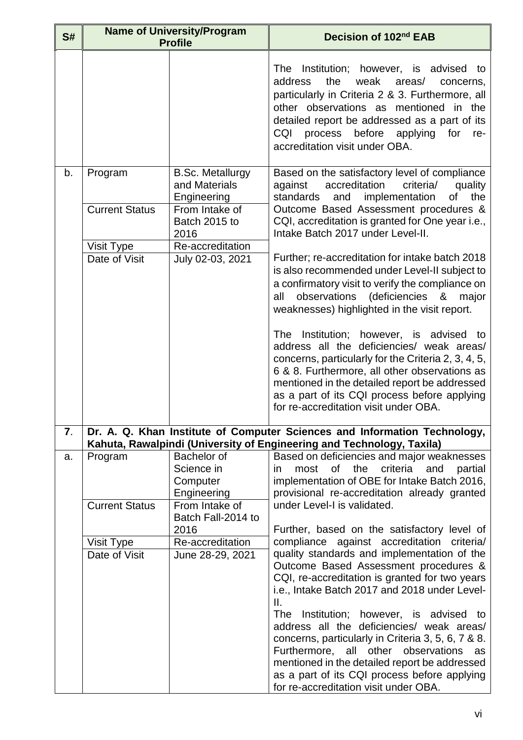| S# | Name of University/Program Profile | | Decision of 102nd EAB |
|---|---|---|---|
| | | | The Institution; however, is advised to address the weak areas/ concerns, particularly in Criteria 2 & 3. Furthermore, all other observations as mentioned in the detailed report be addressed as a part of its CQI process before applying for re-accreditation visit under OBA. |
| b. | Program | B.Sc. Metallurgy and Materials Engineering | Based on the satisfactory level of compliance against accreditation criteria/ quality standards and implementation of the Outcome Based Assessment procedures & CQI, accreditation is granted for One year i.e., Intake Batch 2017 under Level-II.<br><br>Further; re-accreditation for intake batch 2018 is also recommended under Level-II subject to a confirmatory visit to verify the compliance on all observations (deficiencies & major weaknesses) highlighted in the visit report.<br><br>The Institution; however, is advised to address all the deficiencies/ weak areas/ concerns, particularly for the Criteria 2, 3, 4, 5, 6 & 8. Furthermore, all other observations as mentioned in the detailed report be addressed as a part of its CQI process before applying for re-accreditation visit under OBA. |
| | Current Status | From Intake of Batch 2015 to 2016 | |
| | Visit Type | Re-accreditation | |
| | Date of Visit | July 02-03, 2021 | |
| **7**. | **Dr. A. Q. Khan Institute of Computer Sciences and Information Technology, Kahuta, Rawalpindi (University of Engineering and Technology, Taxila)** | | |
| a. | Program | Bachelor of Science in Computer Engineering | Based on deficiencies and major weaknesses in most of the criteria and partial implementation of OBE for Intake Batch 2016, provisional re-accreditation already granted under Level-I is validated.<br><br>Further, based on the satisfactory level of compliance against accreditation criteria/ quality standards and implementation of the Outcome Based Assessment procedures & CQI, re-accreditation is granted for two years i.e., Intake Batch 2017 and 2018 under Level-II.<br>The Institution; however, is advised to address all the deficiencies/ weak areas/ concerns, particularly in Criteria 3, 5, 6, 7 & 8. Furthermore, all other observations as mentioned in the detailed report be addressed as a part of its CQI process before applying for re-accreditation visit under OBA. |
| | Current Status | From Intake of Batch Fall-2014 to 2016 | |
| | Visit Type | Re-accreditation | |
| | Date of Visit | June 28-29, 2021 | |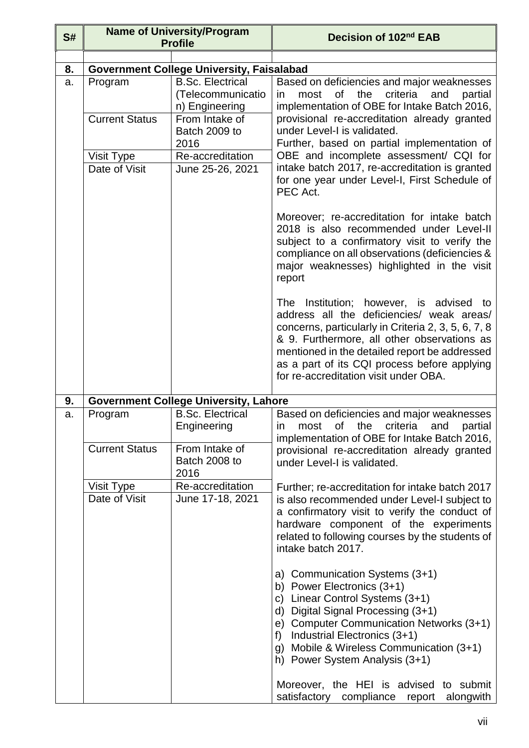| S# | Name of University/Program Profile | | Decision of 102nd EAB |
|---|---|---|---|
| **8.** | **Government College University, Faisalabad** | | |
| a. | Program | B.Sc. Electrical (Telecommunication) Engineering | Based on deficiencies and major weaknesses in most of the criteria and partial implementation of OBE for Intake Batch 2016, provisional re-accreditation already granted under Level-I is validated.<br>Further, based on partial implementation of OBE and incomplete assessment/ CQI for intake batch 2017, re-accreditation is granted for one year under Level-I, First Schedule of PEC Act.<br><br>Moreover; re-accreditation for intake batch 2018 is also recommended under Level-II subject to a confirmatory visit to verify the compliance on all observations (deficiencies & major weaknesses) highlighted in the visit report<br><br>The Institution; however, is advised to address all the deficiencies/ weak areas/ concerns, particularly in Criteria 2, 3, 5, 6, 7, 8 & 9. Furthermore, all other observations as mentioned in the detailed report be addressed as a part of its CQI process before applying for re-accreditation visit under OBA. |
| | Current Status | From Intake of Batch 2009 to 2016 | |
| | Visit Type | Re-accreditation | |
| | Date of Visit | June 25-26, 2021 | |
| **9.** | **Government College University, Lahore** | | |
| a. | Program | B.Sc. Electrical Engineering | Based on deficiencies and major weaknesses in most of the criteria and partial implementation of OBE for Intake Batch 2016, provisional re-accreditation already granted under Level-I is validated.<br><br>Further; re-accreditation for intake batch 2017 is also recommended under Level-I subject to a confirmatory visit to verify the conduct of hardware component of the experiments related to following courses by the students of intake batch 2017.<br><br>a) Communication Systems (3+1)<br>b) Power Electronics (3+1)<br>c) Linear Control Systems (3+1)<br>d) Digital Signal Processing (3+1)<br>e) Computer Communication Networks (3+1)<br>f) Industrial Electronics (3+1)<br>g) Mobile & Wireless Communication (3+1)<br>h) Power System Analysis (3+1)<br><br>Moreover, the HEI is advised to submit satisfactory compliance report alongwith |
| | Current Status | From Intake of Batch 2008 to 2016 | |
| | Visit Type | Re-accreditation | |
| | Date of Visit | June 17-18, 2021 | |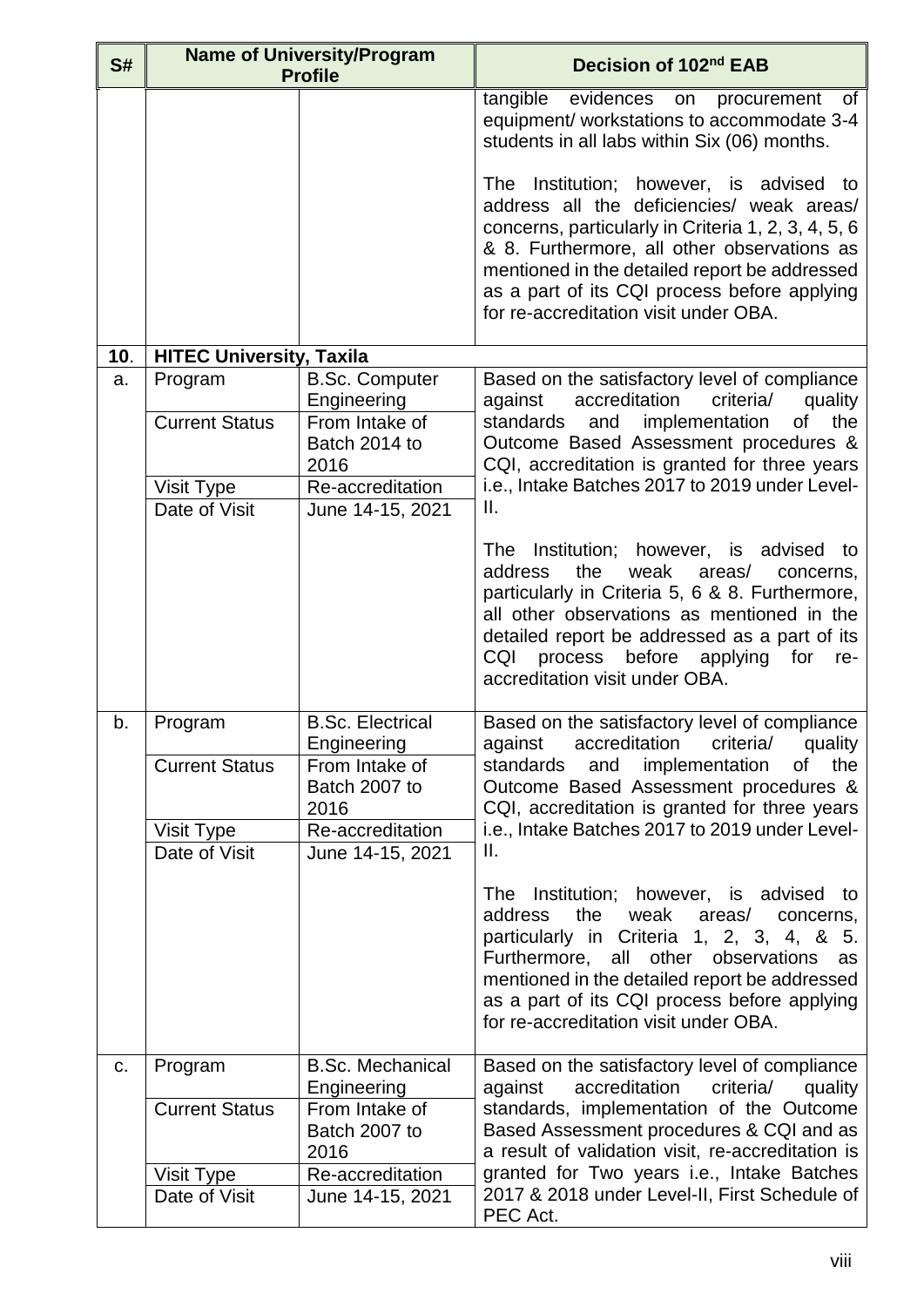| S# | Name of University/Program Profile | | Decision of 102nd EAB |
|---|---|---|---|
| | | | tangible evidences on procurement of equipment/ workstations to accommodate 3-4 students in all labs within Six (06) months.<br><br>The Institution; however, is advised to address all the deficiencies/ weak areas/ concerns, particularly in Criteria 1, 2, 3, 4, 5, 6 & 8. Furthermore, all other observations as mentioned in the detailed report be addressed as a part of its CQI process before applying for re-accreditation visit under OBA. |
| **10**. | **HITEC University, Taxila** | | |
| a. | Program | B.Sc. Computer Engineering | Based on the satisfactory level of compliance against accreditation criteria/ quality standards and implementation of the Outcome Based Assessment procedures & CQI, accreditation is granted for three years i.e., Intake Batches 2017 to 2019 under Level-II.<br><br>The Institution; however, is advised to address the weak areas/ concerns, particularly in Criteria 5, 6 & 8. Furthermore, all other observations as mentioned in the detailed report be addressed as a part of its CQI process before applying for re-accreditation visit under OBA. |
| | Current Status | From Intake of Batch 2014 to 2016 | |
| | Visit Type | Re-accreditation | |
| | Date of Visit | June 14-15, 2021 | |
| b. | Program | B.Sc. Electrical Engineering | Based on the satisfactory level of compliance against accreditation criteria/ quality standards and implementation of the Outcome Based Assessment procedures & CQI, accreditation is granted for three years i.e., Intake Batches 2017 to 2019 under Level-II.<br><br>The Institution; however, is advised to address the weak areas/ concerns, particularly in Criteria 1, 2, 3, 4, & 5. Furthermore, all other observations as mentioned in the detailed report be addressed as a part of its CQI process before applying for re-accreditation visit under OBA. |
| | Current Status | From Intake of Batch 2007 to 2016 | |
| | Visit Type | Re-accreditation | |
| | Date of Visit | June 14-15, 2021 | |
| c. | Program | B.Sc. Mechanical Engineering | Based on the satisfactory level of compliance against accreditation criteria/ quality standards, implementation of the Outcome Based Assessment procedures & CQI and as a result of validation visit, re-accreditation is granted for Two years i.e., Intake Batches 2017 & 2018 under Level-II, First Schedule of PEC Act. |
| | Current Status | From Intake of Batch 2007 to 2016 | |
| | Visit Type | Re-accreditation | |
| | Date of Visit | June 14-15, 2021 | |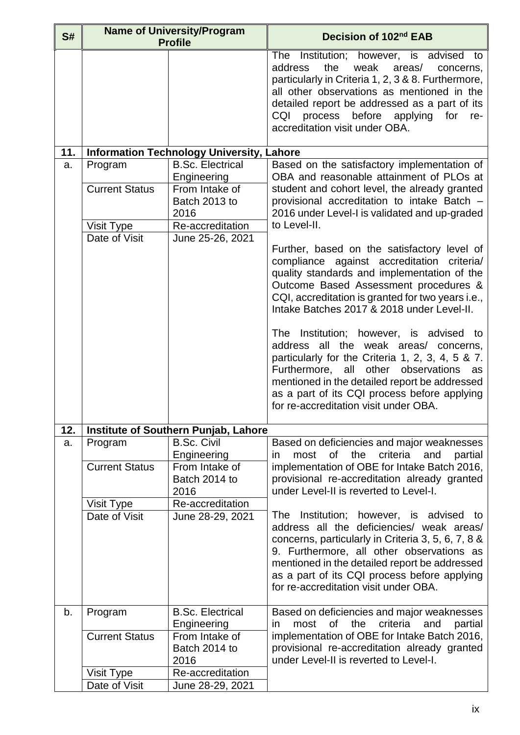| S# | Name of University/Program Profile | | Decision of 102nd EAB |
|---|---|---|---|
| | | | The Institution; however, is advised to address the weak areas/ concerns, particularly in Criteria 1, 2, 3 & 8. Furthermore, all other observations as mentioned in the detailed report be addressed as a part of its CQI process before applying for re-accreditation visit under OBA. |
| **11.** | **Information Technology University, Lahore** | | |
| a. | Program | B.Sc. Electrical Engineering | Based on the satisfactory implementation of OBA and reasonable attainment of PLOs at student and cohort level, the already granted provisional accreditation to intake Batch – 2016 under Level-I is validated and up-graded to Level-II.<br><br>Further, based on the satisfactory level of compliance against accreditation criteria/ quality standards and implementation of the Outcome Based Assessment procedures & CQI, accreditation is granted for two years i.e., Intake Batches 2017 & 2018 under Level-II.<br><br>The Institution; however, is advised to address all the weak areas/ concerns, particularly for the Criteria 1, 2, 3, 4, 5 & 7. Furthermore, all other observations as mentioned in the detailed report be addressed as a part of its CQI process before applying for re-accreditation visit under OBA. |
| | Current Status | From Intake of Batch 2013 to 2016 | |
| | Visit Type | Re-accreditation | |
| | Date of Visit | June 25-26, 2021 | |
| **12.** | **Institute of Southern Punjab, Lahore** | | |
| a. | Program | B.Sc. Civil Engineering | Based on deficiencies and major weaknesses in most of the criteria and partial implementation of OBE for Intake Batch 2016, provisional re-accreditation already granted under Level-II is reverted to Level-I.<br><br>The Institution; however, is advised to address all the deficiencies/ weak areas/ concerns, particularly in Criteria 3, 5, 6, 7, 8 & 9. Furthermore, all other observations as mentioned in the detailed report be addressed as a part of its CQI process before applying for re-accreditation visit under OBA. |
| | Current Status | From Intake of Batch 2014 to 2016 | |
| | Visit Type | Re-accreditation | |
| | Date of Visit | June 28-29, 2021 | |
| b. | Program | B.Sc. Electrical Engineering | Based on deficiencies and major weaknesses in most of the criteria and partial implementation of OBE for Intake Batch 2016, provisional re-accreditation already granted under Level-II is reverted to Level-I. |
| | Current Status | From Intake of Batch 2014 to 2016 | |
| | Visit Type | Re-accreditation | |
| | Date of Visit | June 28-29, 2021 | |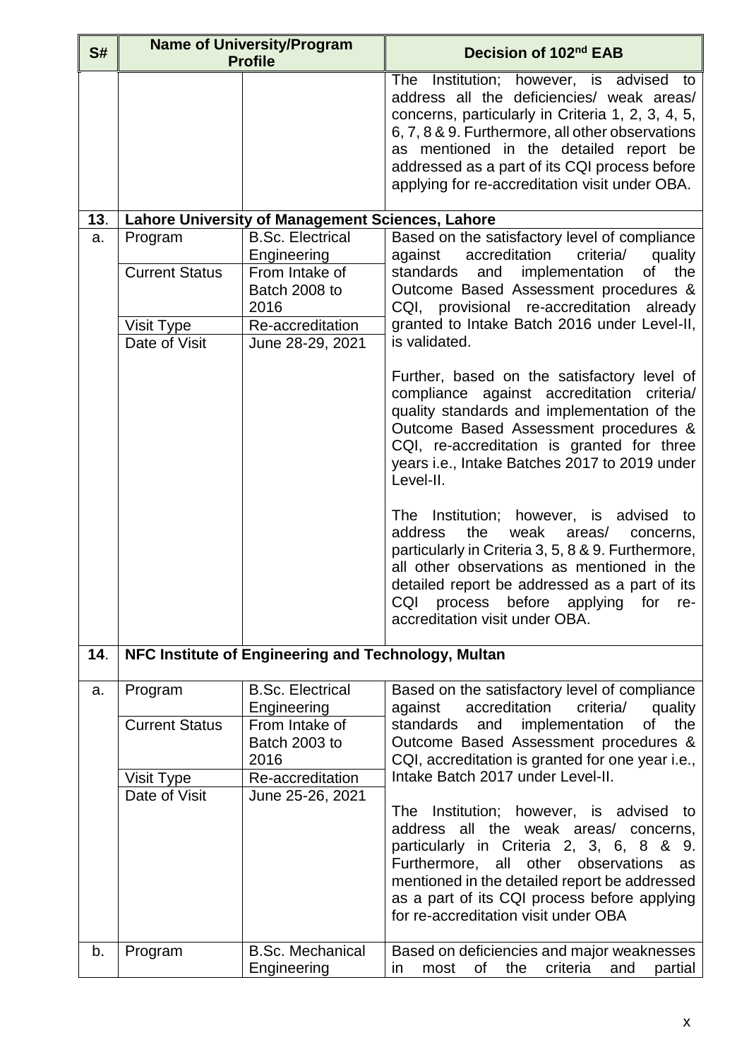| S# | Name of University/Program Profile | | Decision of 102nd EAB |
|---|---|---|---|
| | | | The Institution; however, is advised to address all the deficiencies/ weak areas/ concerns, particularly in Criteria 1, 2, 3, 4, 5, 6, 7, 8 & 9. Furthermore, all other observations as mentioned in the detailed report be addressed as a part of its CQI process before applying for re-accreditation visit under OBA. |
| **13**. | **Lahore University of Management Sciences, Lahore** | | |
| a. | Program | B.Sc. Electrical Engineering | Based on the satisfactory level of compliance against accreditation criteria/ quality standards and implementation of the Outcome Based Assessment procedures & CQI, provisional re-accreditation already granted to Intake Batch 2016 under Level-II, is validated.<br><br>Further, based on the satisfactory level of compliance against accreditation criteria/ quality standards and implementation of the Outcome Based Assessment procedures & CQI, re-accreditation is granted for three years i.e., Intake Batches 2017 to 2019 under Level-II.<br><br>The Institution; however, is advised to address the weak areas/ concerns, particularly in Criteria 3, 5, 8 & 9. Furthermore, all other observations as mentioned in the detailed report be addressed as a part of its CQI process before applying for re-accreditation visit under OBA. |
| | Current Status | From Intake of Batch 2008 to 2016 | |
| | Visit Type | Re-accreditation | |
| | Date of Visit | June 28-29, 2021 | |
| **14**. | **NFC Institute of Engineering and Technology, Multan** | | |
| a. | Program | B.Sc. Electrical Engineering | Based on the satisfactory level of compliance against accreditation criteria/ quality standards and implementation of the Outcome Based Assessment procedures & CQI, accreditation is granted for one year i.e., Intake Batch 2017 under Level-II.<br><br>The Institution; however, is advised to address all the weak areas/ concerns, particularly in Criteria 2, 3, 6, 8 & 9. Furthermore, all other observations as mentioned in the detailed report be addressed as a part of its CQI process before applying for re-accreditation visit under OBA |
| | Current Status | From Intake of Batch 2003 to 2016 | |
| | Visit Type | Re-accreditation | |
| | Date of Visit | June 25-26, 2021 | |
| b. | Program | B.Sc. Mechanical Engineering | Based on deficiencies and major weaknesses in most of the criteria and partial |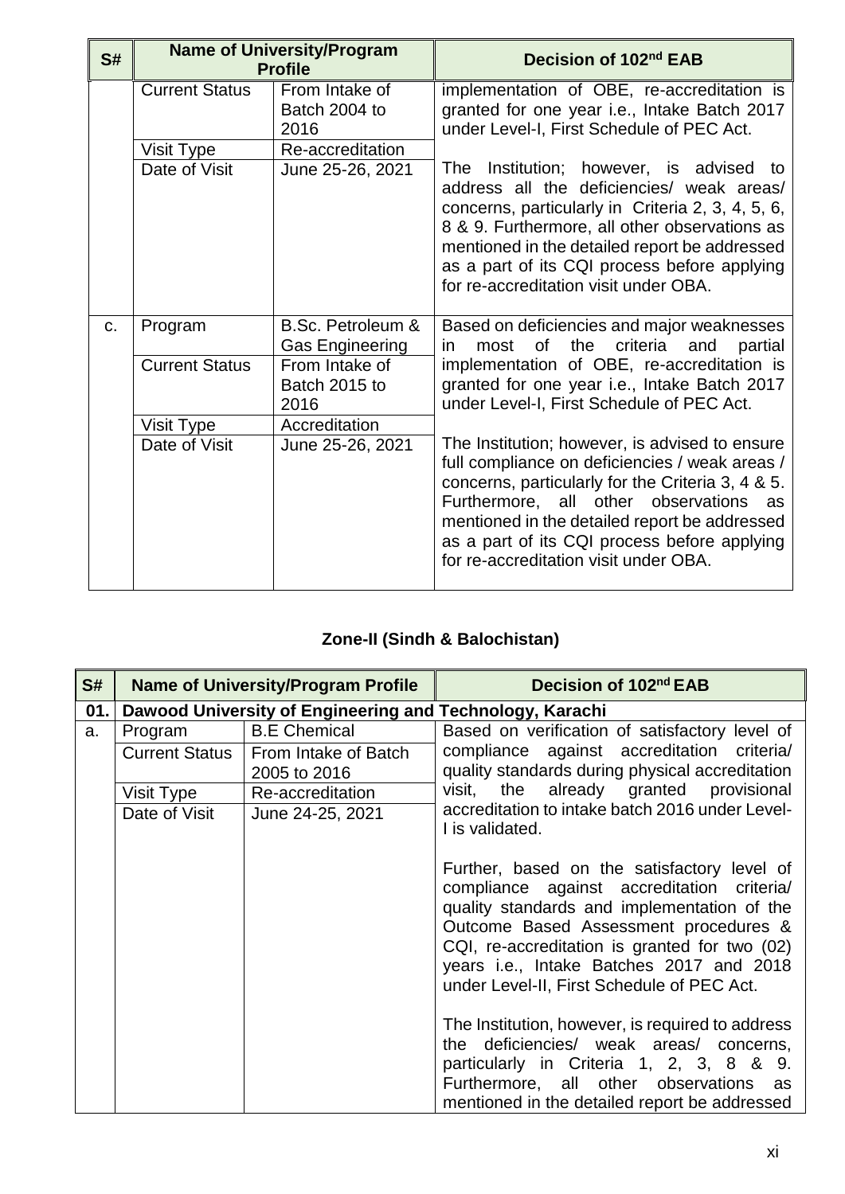| S# | Name of University/Program Profile | | Decision of 102nd EAB |
|---|---|---|---|
| | Current Status | From Intake of Batch 2004 to 2016 | implementation of OBE, re-accreditation is granted for one year i.e., Intake Batch 2017 under Level-I, First Schedule of PEC Act.<br><br>The Institution; however, is advised to address all the deficiencies/ weak areas/ concerns, particularly in Criteria 2, 3, 4, 5, 6, 8 & 9. Furthermore, all other observations as mentioned in the detailed report be addressed as a part of its CQI process before applying for re-accreditation visit under OBA. |
| | Visit Type | Re-accreditation | |
| | Date of Visit | June 25-26, 2021 | |
| c. | Program | B.Sc. Petroleum & Gas Engineering | Based on deficiencies and major weaknesses in most of the criteria and partial implementation of OBE, re-accreditation is granted for one year i.e., Intake Batch 2017 under Level-I, First Schedule of PEC Act.<br><br>The Institution; however, is advised to ensure full compliance on deficiencies / weak areas / concerns, particularly for the Criteria 3, 4 & 5. Furthermore, all other observations as mentioned in the detailed report be addressed as a part of its CQI process before applying for re-accreditation visit under OBA. |
| | Current Status | From Intake of Batch 2015 to 2016 | |
| | Visit Type | Accreditation | |
| | Date of Visit | June 25-26, 2021 | |

**Zone-II (Sindh & Balochistan)**

| S# | Name of University/Program Profile | | Decision of 102nd EAB |
|---|---|---|---|
| **01.** | **Dawood University of Engineering and Technology, Karachi** | | |
| a. | Program | B.E Chemical | Based on verification of satisfactory level of compliance against accreditation criteria/ quality standards during physical accreditation visit, the already granted provisional accreditation to intake batch 2016 under Level-I is validated.<br><br>Further, based on the satisfactory level of compliance against accreditation criteria/ quality standards and implementation of the Outcome Based Assessment procedures & CQI, re-accreditation is granted for two (02) years i.e., Intake Batches 2017 and 2018 under Level-II, First Schedule of PEC Act.<br><br>The Institution, however, is required to address the deficiencies/ weak areas/ concerns, particularly in Criteria 1, 2, 3, 8 & 9. Furthermore, all other observations as mentioned in the detailed report be addressed |
| | Current Status | From Intake of Batch 2005 to 2016 | |
| | Visit Type | Re-accreditation | |
| | Date of Visit | June 24-25, 2021 | |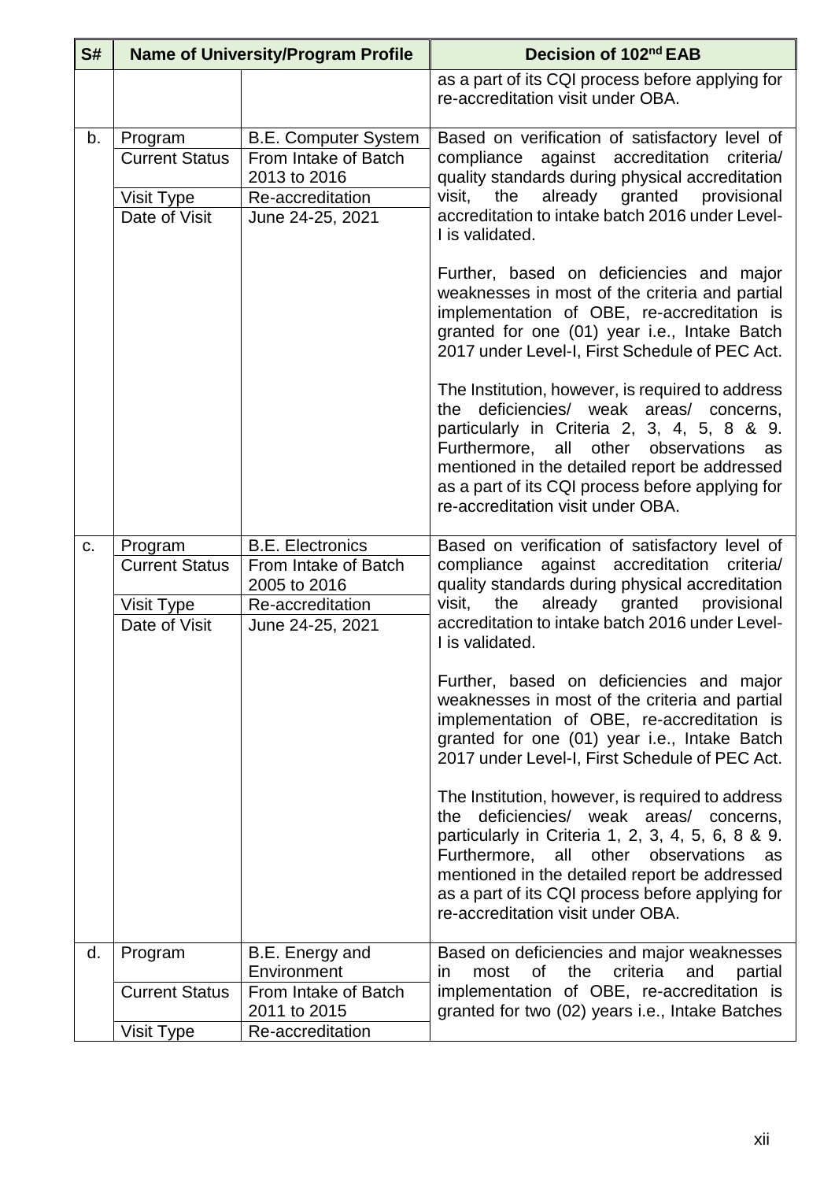| S# | Name of University/Program Profile | | Decision of 102nd EAB |
|---|---|---|---|
| | | | as a part of its CQI process before applying for re-accreditation visit under OBA. |
| b. | Program | B.E. Computer System | Based on verification of satisfactory level of compliance against accreditation criteria/ quality standards during physical accreditation visit, the already granted provisional accreditation to intake batch 2016 under Level-I is validated.<br><br>Further, based on deficiencies and major weaknesses in most of the criteria and partial implementation of OBE, re-accreditation is granted for one (01) year i.e., Intake Batch 2017 under Level-I, First Schedule of PEC Act.<br><br>The Institution, however, is required to address the deficiencies/ weak areas/ concerns, particularly in Criteria 2, 3, 4, 5, 8 & 9. Furthermore, all other observations as mentioned in the detailed report be addressed as a part of its CQI process before applying for re-accreditation visit under OBA. |
| | Current Status | From Intake of Batch 2013 to 2016 | |
| | Visit Type | Re-accreditation | |
| | Date of Visit | June 24-25, 2021 | |
| c. | Program | B.E. Electronics | Based on verification of satisfactory level of compliance against accreditation criteria/ quality standards during physical accreditation visit, the already granted provisional accreditation to intake batch 2016 under Level-I is validated.<br><br>Further, based on deficiencies and major weaknesses in most of the criteria and partial implementation of OBE, re-accreditation is granted for one (01) year i.e., Intake Batch 2017 under Level-I, First Schedule of PEC Act.<br><br>The Institution, however, is required to address the deficiencies/ weak areas/ concerns, particularly in Criteria 1, 2, 3, 4, 5, 6, 8 & 9. Furthermore, all other observations as mentioned in the detailed report be addressed as a part of its CQI process before applying for re-accreditation visit under OBA. |
| | Current Status | From Intake of Batch 2005 to 2016 | |
| | Visit Type | Re-accreditation | |
| | Date of Visit | June 24-25, 2021 | |
| d. | Program | B.E. Energy and Environment | Based on deficiencies and major weaknesses in most of the criteria and partial implementation of OBE, re-accreditation is granted for two (02) years i.e., Intake Batches |
| | Current Status | From Intake of Batch 2011 to 2015 | |
| | Visit Type | Re-accreditation | |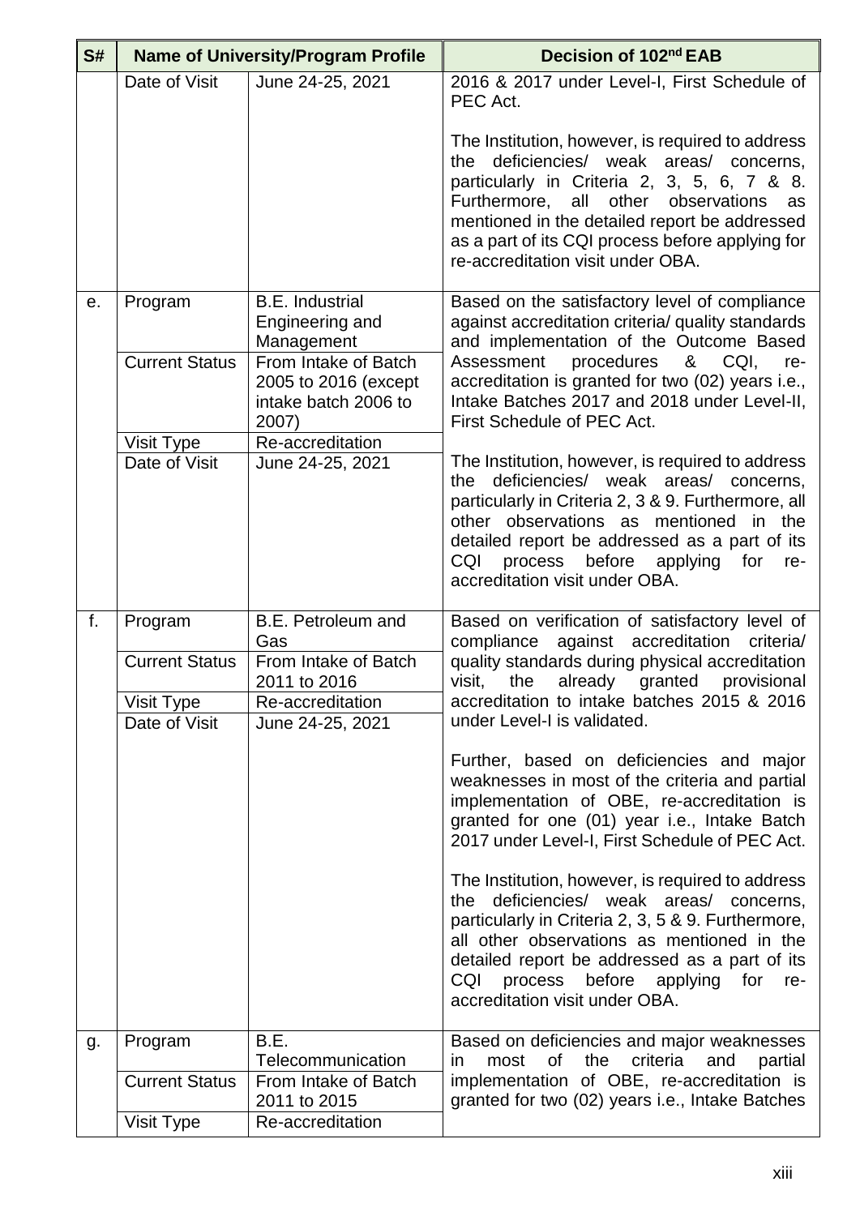| S# | Name of University/Program Profile | | Decision of 102nd EAB |
|---|---|---|---|
| | Date of Visit | June 24-25, 2021 | 2016 & 2017 under Level-I, First Schedule of PEC Act.<br><br>The Institution, however, is required to address the deficiencies/ weak areas/ concerns, particularly in Criteria 2, 3, 5, 6, 7 & 8. Furthermore, all other observations as mentioned in the detailed report be addressed as a part of its CQI process before applying for re-accreditation visit under OBA. |
| e. | Program | B.E. Industrial Engineering and Management | Based on the satisfactory level of compliance against accreditation criteria/ quality standards and implementation of the Outcome Based Assessment procedures & CQI, re-accreditation is granted for two (02) years i.e., Intake Batches 2017 and 2018 under Level-II, First Schedule of PEC Act.<br><br>The Institution, however, is required to address the deficiencies/ weak areas/ concerns, particularly in Criteria 2, 3 & 9. Furthermore, all other observations as mentioned in the detailed report be addressed as a part of its CQI process before applying for re-accreditation visit under OBA. |
| | Current Status | From Intake of Batch 2005 to 2016 (except intake batch 2006 to 2007) | |
| | Visit Type | Re-accreditation | |
| | Date of Visit | June 24-25, 2021 | |
| f. | Program | B.E. Petroleum and Gas | Based on verification of satisfactory level of compliance against accreditation criteria/ quality standards during physical accreditation visit, the already granted provisional accreditation to intake batches 2015 & 2016 under Level-I is validated.<br><br>Further, based on deficiencies and major weaknesses in most of the criteria and partial implementation of OBE, re-accreditation is granted for one (01) year i.e., Intake Batch 2017 under Level-I, First Schedule of PEC Act.<br><br>The Institution, however, is required to address the deficiencies/ weak areas/ concerns, particularly in Criteria 2, 3, 5 & 9. Furthermore, all other observations as mentioned in the detailed report be addressed as a part of its CQI process before applying for re-accreditation visit under OBA. |
| | Current Status | From Intake of Batch 2011 to 2016 | |
| | Visit Type | Re-accreditation | |
| | Date of Visit | June 24-25, 2021 | |
| g. | Program | B.E. Telecommunication | Based on deficiencies and major weaknesses in most of the criteria and partial implementation of OBE, re-accreditation is granted for two (02) years i.e., Intake Batches |
| | Current Status | From Intake of Batch 2011 to 2015 | |
| | Visit Type | Re-accreditation | |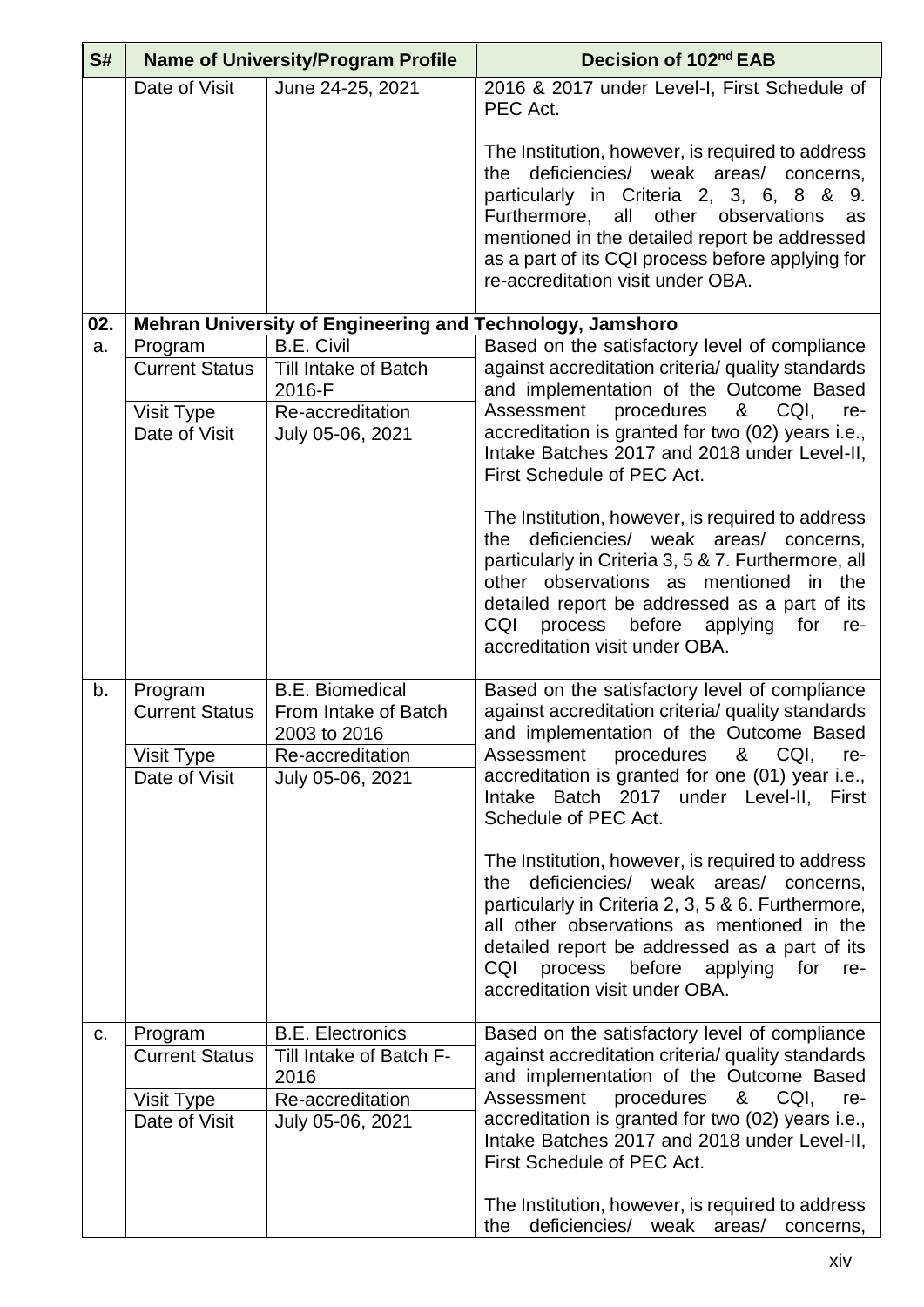| S# | Name of University/Program Profile | | Decision of 102nd EAB |
|---|---|---|---|
| | Date of Visit | June 24-25, 2021 | 2016 & 2017 under Level-I, First Schedule of PEC Act.<br><br>The Institution, however, is required to address the deficiencies/ weak areas/ concerns, particularly in Criteria 2, 3, 6, 8 & 9. Furthermore, all other observations as mentioned in the detailed report be addressed as a part of its CQI process before applying for re-accreditation visit under OBA. |
| **02.** | **Mehran University of Engineering and Technology, Jamshoro** | | |
| a. | Program<br>Current Status<br>Visit Type<br>Date of Visit | B.E. Civil<br>Till Intake of Batch 2016-F<br>Re-accreditation<br>July 05-06, 2021 | Based on the satisfactory level of compliance against accreditation criteria/ quality standards and implementation of the Outcome Based Assessment procedures & CQI, re-accreditation is granted for two (02) years i.e., Intake Batches 2017 and 2018 under Level-II, First Schedule of PEC Act.<br><br>The Institution, however, is required to address the deficiencies/ weak areas/ concerns, particularly in Criteria 3, 5 & 7. Furthermore, all other observations as mentioned in the detailed report be addressed as a part of its CQI process before applying for re-accreditation visit under OBA. |
| b**.** | Program<br>Current Status<br>Visit Type<br>Date of Visit | B.E. Biomedical<br>From Intake of Batch 2003 to 2016<br>Re-accreditation<br>July 05-06, 2021 | Based on the satisfactory level of compliance against accreditation criteria/ quality standards and implementation of the Outcome Based Assessment procedures & CQI, re-accreditation is granted for one (01) year i.e., Intake Batch 2017 under Level-II, First Schedule of PEC Act.<br><br>The Institution, however, is required to address the deficiencies/ weak areas/ concerns, particularly in Criteria 2, 3, 5 & 6. Furthermore, all other observations as mentioned in the detailed report be addressed as a part of its CQI process before applying for re-accreditation visit under OBA. |
| c. | Program<br>Current Status<br>Visit Type<br>Date of Visit | B.E. Electronics<br>Till Intake of Batch F-2016<br>Re-accreditation<br>July 05-06, 2021 | Based on the satisfactory level of compliance against accreditation criteria/ quality standards and implementation of the Outcome Based Assessment procedures & CQI, re-accreditation is granted for two (02) years i.e., Intake Batches 2017 and 2018 under Level-II, First Schedule of PEC Act.<br><br>The Institution, however, is required to address the deficiencies/ weak areas/ concerns, |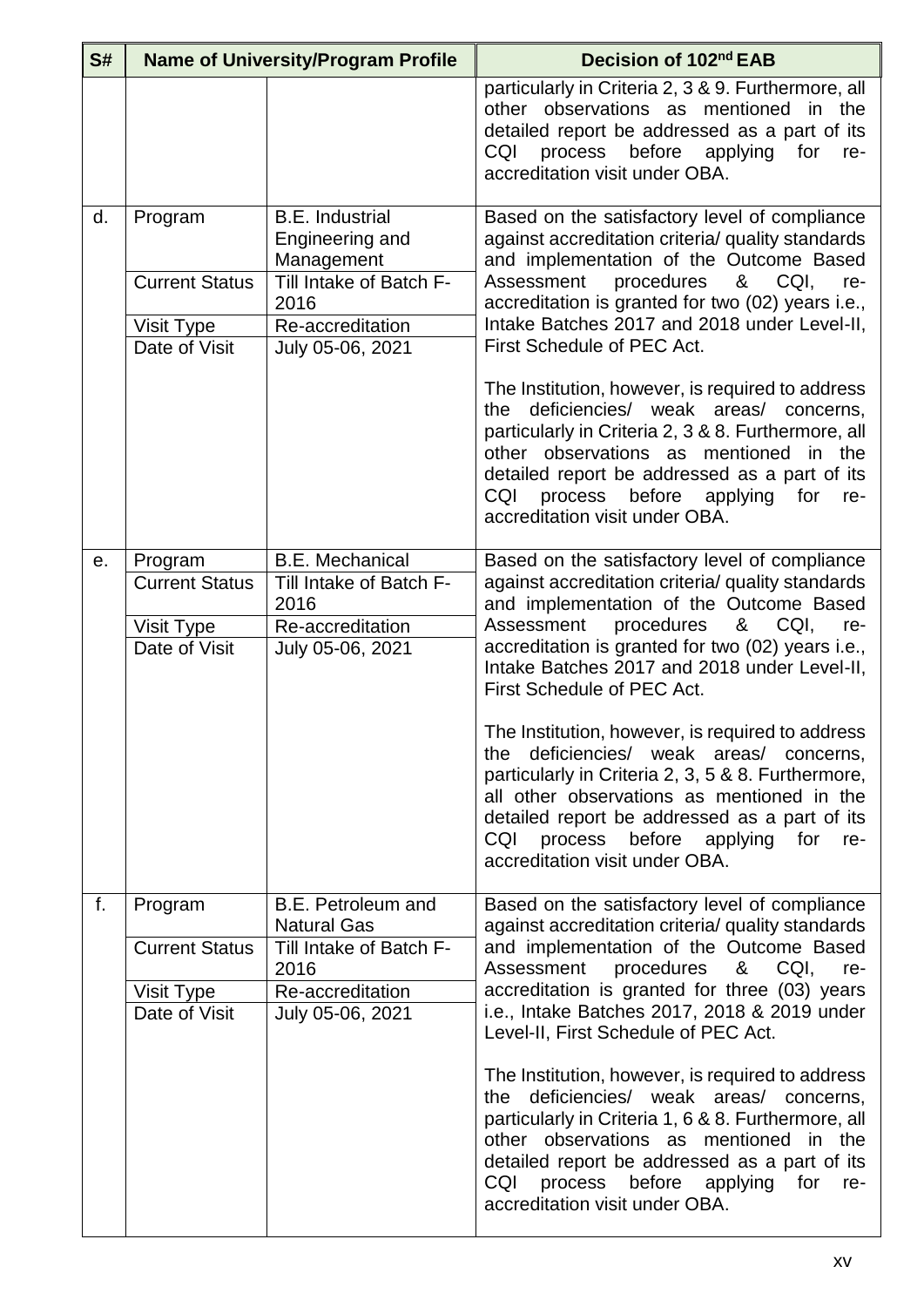| S# | Name of University/Program Profile | | Decision of 102nd EAB |
|---|---|---|---|
| | | | particularly in Criteria 2, 3 & 9. Furthermore, all other observations as mentioned in the detailed report be addressed as a part of its CQI process before applying for re-accreditation visit under OBA. |
| d. | Program | B.E. Industrial Engineering and Management | Based on the satisfactory level of compliance against accreditation criteria/ quality standards and implementation of the Outcome Based Assessment procedures & CQI, re-accreditation is granted for two (02) years i.e., Intake Batches 2017 and 2018 under Level-II, First Schedule of PEC Act.<br><br>The Institution, however, is required to address the deficiencies/ weak areas/ concerns, particularly in Criteria 2, 3 & 8. Furthermore, all other observations as mentioned in the detailed report be addressed as a part of its CQI process before applying for re-accreditation visit under OBA. |
| | Current Status | Till Intake of Batch F-2016 | |
| | Visit Type | Re-accreditation | |
| | Date of Visit | July 05-06, 2021 | |
| e. | Program | B.E. Mechanical | Based on the satisfactory level of compliance against accreditation criteria/ quality standards and implementation of the Outcome Based Assessment procedures & CQI, re-accreditation is granted for two (02) years i.e., Intake Batches 2017 and 2018 under Level-II, First Schedule of PEC Act.<br><br>The Institution, however, is required to address the deficiencies/ weak areas/ concerns, particularly in Criteria 2, 3, 5 & 8. Furthermore, all other observations as mentioned in the detailed report be addressed as a part of its CQI process before applying for re-accreditation visit under OBA. |
| | Current Status | Till Intake of Batch F-2016 | |
| | Visit Type | Re-accreditation | |
| | Date of Visit | July 05-06, 2021 | |
| f. | Program | B.E. Petroleum and Natural Gas | Based on the satisfactory level of compliance against accreditation criteria/ quality standards and implementation of the Outcome Based Assessment procedures & CQI, re-accreditation is granted for three (03) years i.e., Intake Batches 2017, 2018 & 2019 under Level-II, First Schedule of PEC Act.<br><br>The Institution, however, is required to address the deficiencies/ weak areas/ concerns, particularly in Criteria 1, 6 & 8. Furthermore, all other observations as mentioned in the detailed report be addressed as a part of its CQI process before applying for re-accreditation visit under OBA. |
| | Current Status | Till Intake of Batch F-2016 | |
| | Visit Type | Re-accreditation | |
| | Date of Visit | July 05-06, 2021 | |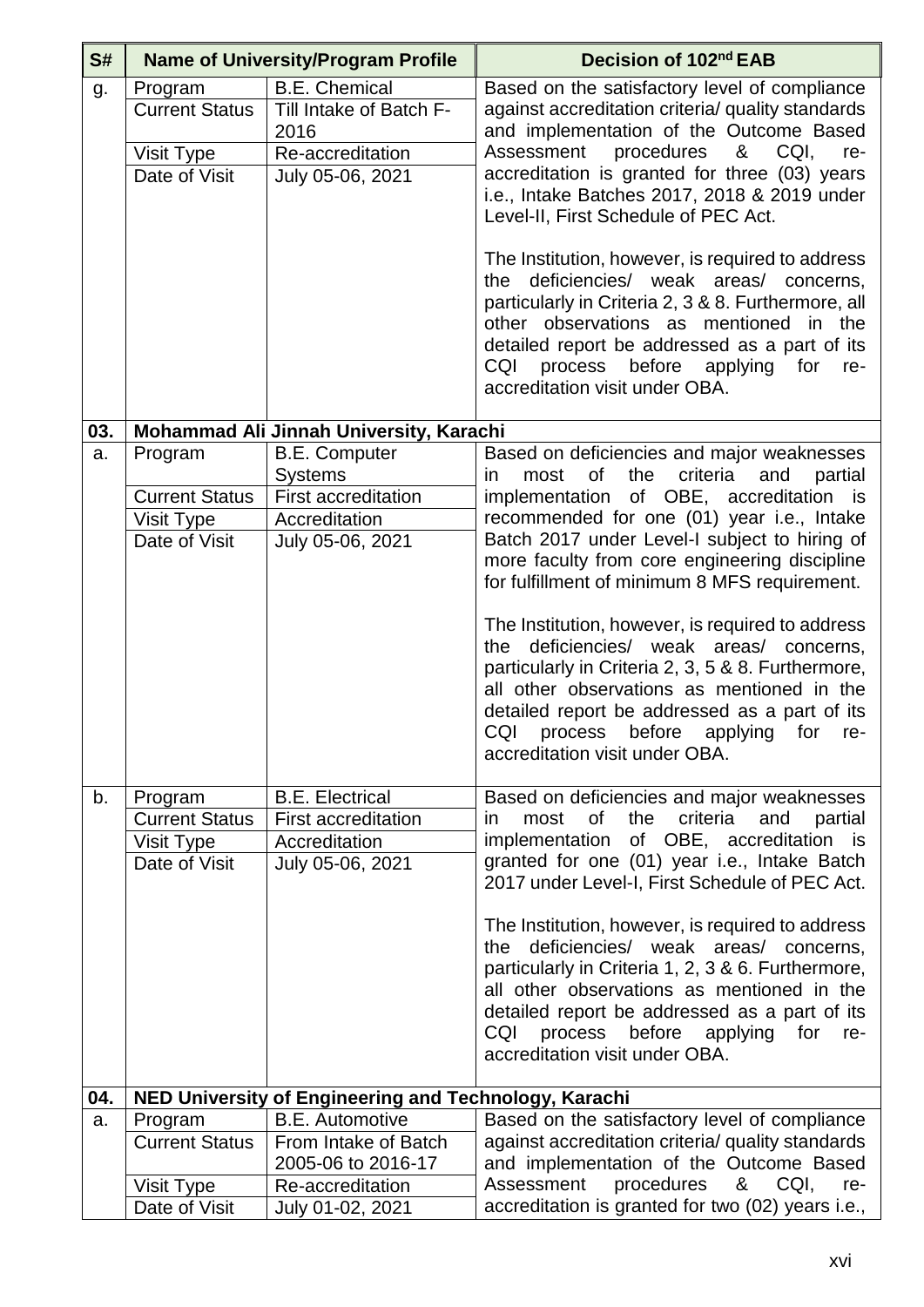| S# | Name of University/Program Profile | | Decision of 102nd EAB |
|---|---|---|---|
| g. | Program | B.E. Chemical | Based on the satisfactory level of compliance against accreditation criteria/ quality standards and implementation of the Outcome Based Assessment procedures & CQI, re-accreditation is granted for three (03) years i.e., Intake Batches 2017, 2018 & 2019 under Level-II, First Schedule of PEC Act.<br><br>The Institution, however, is required to address the deficiencies/ weak areas/ concerns, particularly in Criteria 2, 3 & 8. Furthermore, all other observations as mentioned in the detailed report be addressed as a part of its CQI process before applying for re-accreditation visit under OBA. |
| | Current Status | Till Intake of Batch F-2016 | |
| | Visit Type | Re-accreditation | |
| | Date of Visit | July 05-06, 2021 | |
| **03.** | **Mohammad Ali Jinnah University, Karachi** | | |
| a. | Program | B.E. Computer Systems | Based on deficiencies and major weaknesses in most of the criteria and partial implementation of OBE, accreditation is recommended for one (01) year i.e., Intake Batch 2017 under Level-I subject to hiring of more faculty from core engineering discipline for fulfillment of minimum 8 MFS requirement.<br><br>The Institution, however, is required to address the deficiencies/ weak areas/ concerns, particularly in Criteria 2, 3, 5 & 8. Furthermore, all other observations as mentioned in the detailed report be addressed as a part of its CQI process before applying for re-accreditation visit under OBA. |
| | Current Status | First accreditation | |
| | Visit Type | Accreditation | |
| | Date of Visit | July 05-06, 2021 | |
| b. | Program | B.E. Electrical | Based on deficiencies and major weaknesses in most of the criteria and partial implementation of OBE, accreditation is granted for one (01) year i.e., Intake Batch 2017 under Level-I, First Schedule of PEC Act.<br><br>The Institution, however, is required to address the deficiencies/ weak areas/ concerns, particularly in Criteria 1, 2, 3 & 6. Furthermore, all other observations as mentioned in the detailed report be addressed as a part of its CQI process before applying for re-accreditation visit under OBA. |
| | Current Status | First accreditation | |
| | Visit Type | Accreditation | |
| | Date of Visit | July 05-06, 2021 | |
| **04.** | **NED University of Engineering and Technology, Karachi** | | |
| a. | Program | B.E. Automotive | Based on the satisfactory level of compliance against accreditation criteria/ quality standards and implementation of the Outcome Based Assessment procedures & CQI, re-accreditation is granted for two (02) years i.e., |
| | Current Status | From Intake of Batch 2005-06 to 2016-17 | |
| | Visit Type | Re-accreditation | |
| | Date of Visit | July 01-02, 2021 | |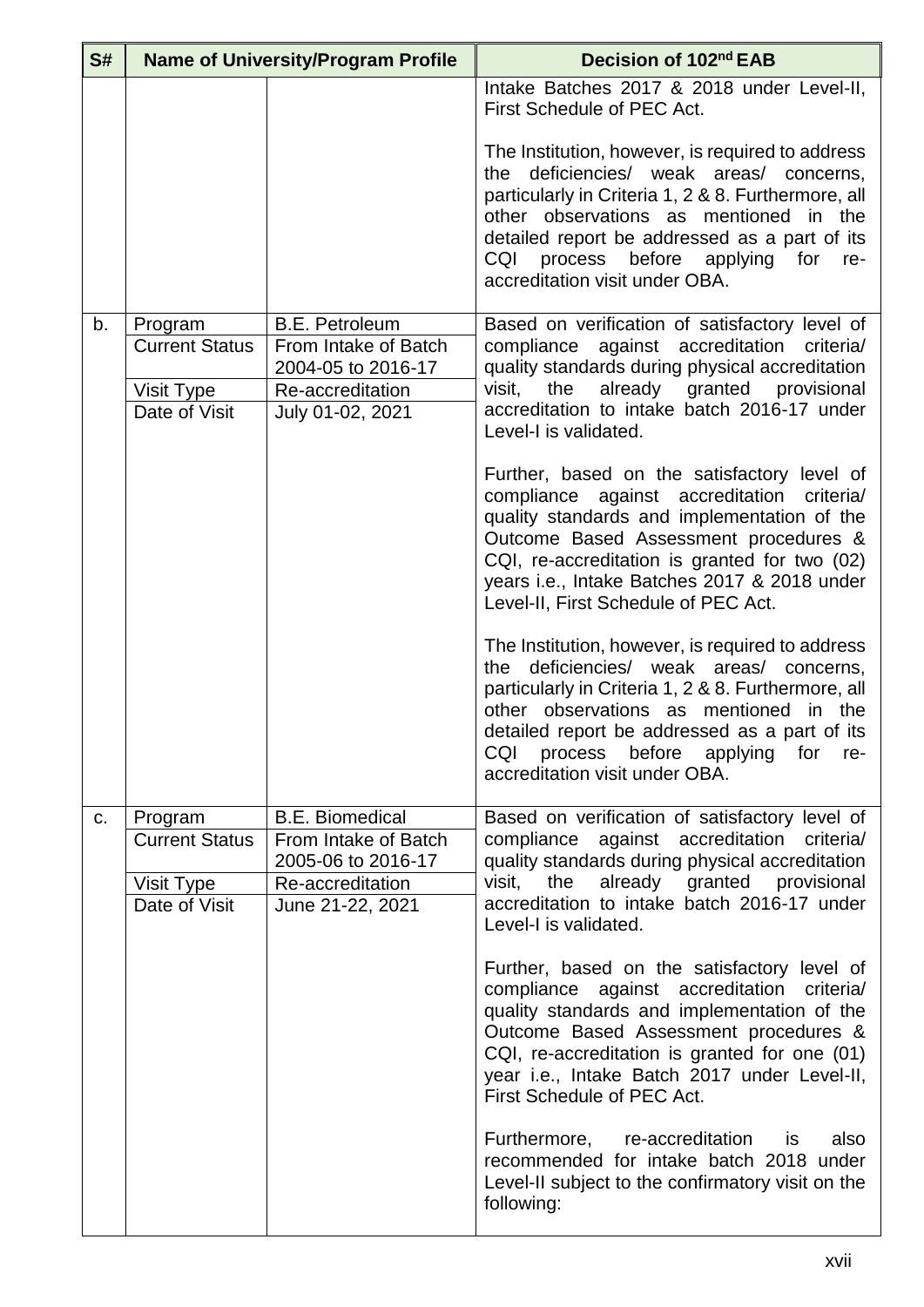| S# | Name of University/Program Profile | | Decision of 102nd EAB |
|---|---|---|---|
| | | | Intake Batches 2017 & 2018 under Level-II, First Schedule of PEC Act.<br><br>The Institution, however, is required to address the deficiencies/ weak areas/ concerns, particularly in Criteria 1, 2 & 8. Furthermore, all other observations as mentioned in the detailed report be addressed as a part of its CQI process before applying for re-accreditation visit under OBA. |
| b. | Program<br>Current Status<br>Visit Type<br>Date of Visit | B.E. Petroleum<br>From Intake of Batch 2004-05 to 2016-17<br>Re-accreditation<br>July 01-02, 2021 | Based on verification of satisfactory level of compliance against accreditation criteria/ quality standards during physical accreditation visit, the already granted provisional accreditation to intake batch 2016-17 under Level-I is validated.<br><br>Further, based on the satisfactory level of compliance against accreditation criteria/ quality standards and implementation of the Outcome Based Assessment procedures & CQI, re-accreditation is granted for two (02) years i.e., Intake Batches 2017 & 2018 under Level-II, First Schedule of PEC Act.<br><br>The Institution, however, is required to address the deficiencies/ weak areas/ concerns, particularly in Criteria 1, 2 & 8. Furthermore, all other observations as mentioned in the detailed report be addressed as a part of its CQI process before applying for re-accreditation visit under OBA. |
| c. | Program<br>Current Status<br>Visit Type<br>Date of Visit | B.E. Biomedical<br>From Intake of Batch 2005-06 to 2016-17<br>Re-accreditation<br>June 21-22, 2021 | Based on verification of satisfactory level of compliance against accreditation criteria/ quality standards during physical accreditation visit, the already granted provisional accreditation to intake batch 2016-17 under Level-I is validated.<br><br>Further, based on the satisfactory level of compliance against accreditation criteria/ quality standards and implementation of the Outcome Based Assessment procedures & CQI, re-accreditation is granted for one (01) year i.e., Intake Batch 2017 under Level-II, First Schedule of PEC Act.<br><br>Furthermore, re-accreditation is also recommended for intake batch 2018 under Level-II subject to the confirmatory visit on the following: |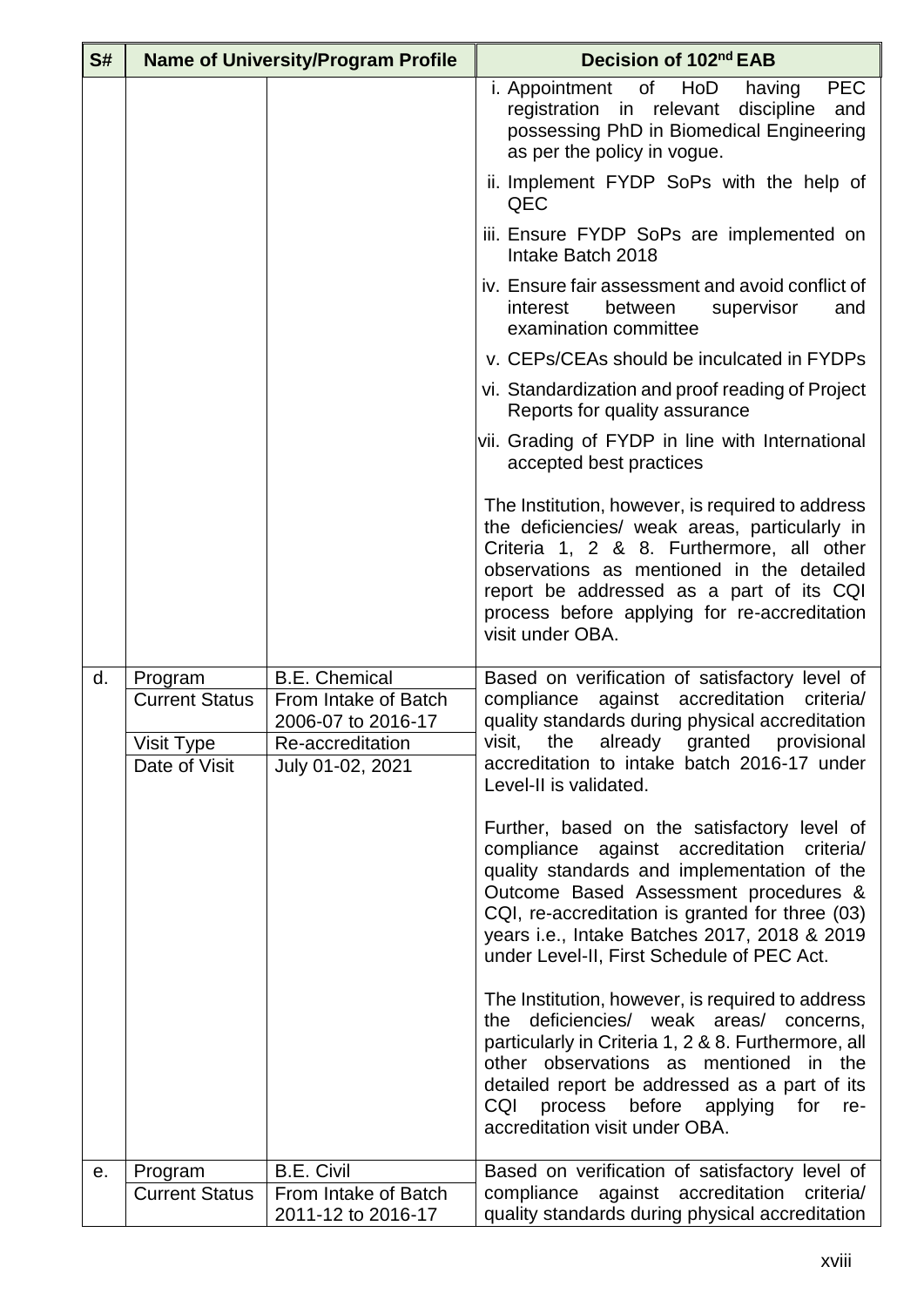| S# | Name of University/Program Profile | | Decision of 102nd EAB |
|---|---|---|---|
| | | | i. Appointment of HoD having PEC registration in relevant discipline and possessing PhD in Biomedical Engineering as per the policy in vogue.<br><br>ii. Implement FYDP SoPs with the help of QEC<br><br>iii. Ensure FYDP SoPs are implemented on Intake Batch 2018<br><br>iv. Ensure fair assessment and avoid conflict of interest between supervisor and examination committee<br><br>v. CEPs/CEAs should be inculcated in FYDPs<br><br>vi. Standardization and proof reading of Project Reports for quality assurance<br><br>vii. Grading of FYDP in line with International accepted best practices<br><br>The Institution, however, is required to address the deficiencies/ weak areas, particularly in Criteria 1, 2 & 8. Furthermore, all other observations as mentioned in the detailed report be addressed as a part of its CQI process before applying for re-accreditation visit under OBA. |
| d. | Program<br>Current Status<br><br>Visit Type<br>Date of Visit | B.E. Chemical<br>From Intake of Batch 2006-07 to 2016-17<br>Re-accreditation<br>July 01-02, 2021 | Based on verification of satisfactory level of compliance against accreditation criteria/ quality standards during physical accreditation visit, the already granted provisional accreditation to intake batch 2016-17 under Level-II is validated.<br><br>Further, based on the satisfactory level of compliance against accreditation criteria/ quality standards and implementation of the Outcome Based Assessment procedures & CQI, re-accreditation is granted for three (03) years i.e., Intake Batches 2017, 2018 & 2019 under Level-II, First Schedule of PEC Act.<br><br>The Institution, however, is required to address the deficiencies/ weak areas/ concerns, particularly in Criteria 1, 2 & 8. Furthermore, all other observations as mentioned in the detailed report be addressed as a part of its CQI process before applying for re-accreditation visit under OBA. |
| e. | Program<br>Current Status | B.E. Civil<br>From Intake of Batch 2011-12 to 2016-17 | Based on verification of satisfactory level of compliance against accreditation criteria/ quality standards during physical accreditation |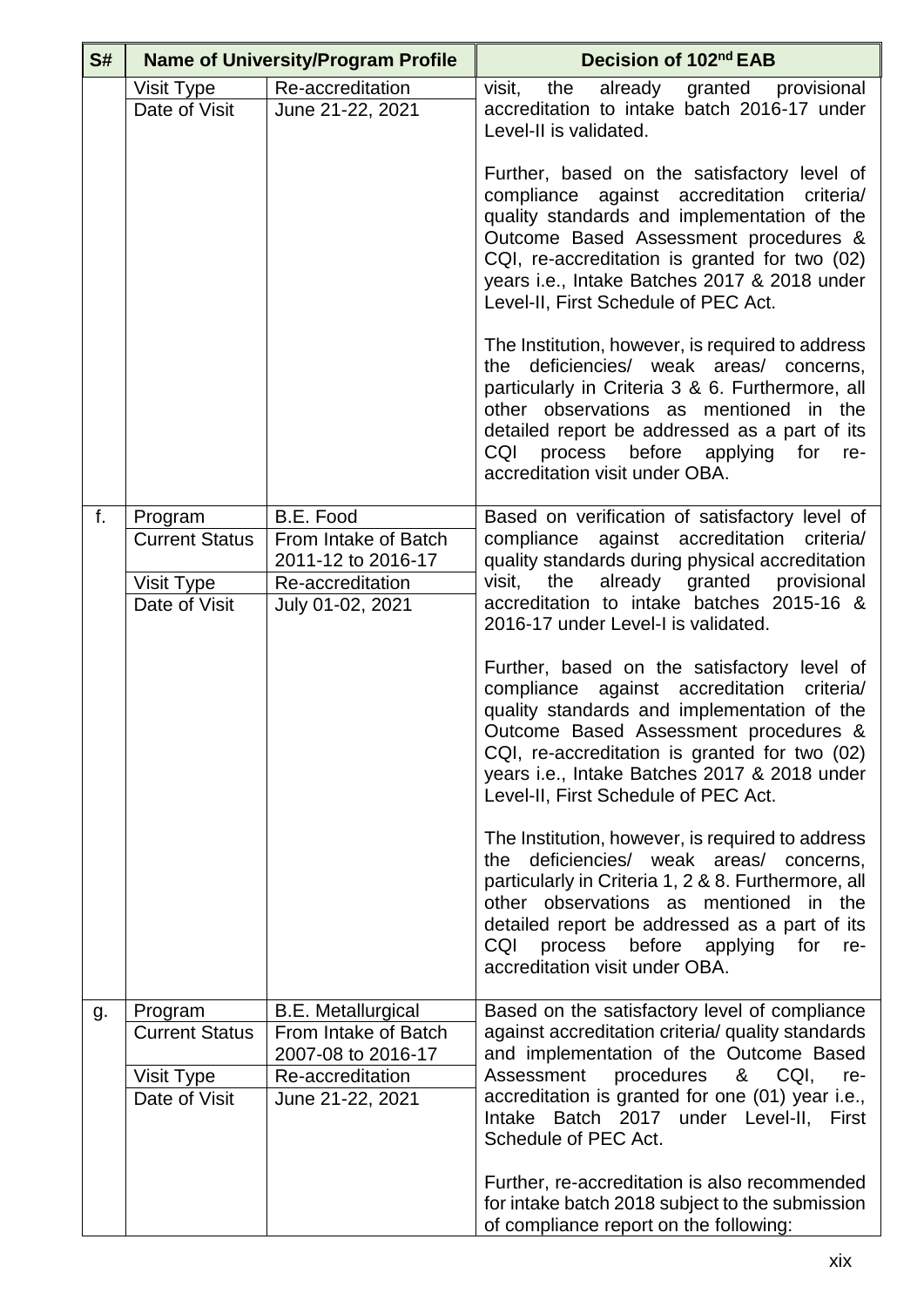| S# | Name of University/Program Profile | | Decision of 102nd EAB |
|---|---|---|---|
| | Visit Type | Re-accreditation | visit, the already granted provisional accreditation to intake batch 2016-17 under Level-II is validated.<br><br>Further, based on the satisfactory level of compliance against accreditation criteria/ quality standards and implementation of the Outcome Based Assessment procedures & CQI, re-accreditation is granted for two (02) years i.e., Intake Batches 2017 & 2018 under Level-II, First Schedule of PEC Act.<br><br>The Institution, however, is required to address the deficiencies/ weak areas/ concerns, particularly in Criteria 3 & 6. Furthermore, all other observations as mentioned in the detailed report be addressed as a part of its CQI process before applying for re-accreditation visit under OBA. |
| | Date of Visit | June 21-22, 2021 | |
| f. | Program | B.E. Food | Based on verification of satisfactory level of compliance against accreditation criteria/ quality standards during physical accreditation visit, the already granted provisional accreditation to intake batches 2015-16 & 2016-17 under Level-I is validated.<br><br>Further, based on the satisfactory level of compliance against accreditation criteria/ quality standards and implementation of the Outcome Based Assessment procedures & CQI, re-accreditation is granted for two (02) years i.e., Intake Batches 2017 & 2018 under Level-II, First Schedule of PEC Act.<br><br>The Institution, however, is required to address the deficiencies/ weak areas/ concerns, particularly in Criteria 1, 2 & 8. Furthermore, all other observations as mentioned in the detailed report be addressed as a part of its CQI process before applying for re-accreditation visit under OBA. |
| | Current Status | From Intake of Batch 2011-12 to 2016-17 | |
| | Visit Type | Re-accreditation | |
| | Date of Visit | July 01-02, 2021 | |
| g. | Program | B.E. Metallurgical | Based on the satisfactory level of compliance against accreditation criteria/ quality standards and implementation of the Outcome Based Assessment procedures & CQI, re-accreditation is granted for one (01) year i.e., Intake Batch 2017 under Level-II, First Schedule of PEC Act.<br><br>Further, re-accreditation is also recommended for intake batch 2018 subject to the submission of compliance report on the following: |
| | Current Status | From Intake of Batch 2007-08 to 2016-17 | |
| | Visit Type | Re-accreditation | |
| | Date of Visit | June 21-22, 2021 | |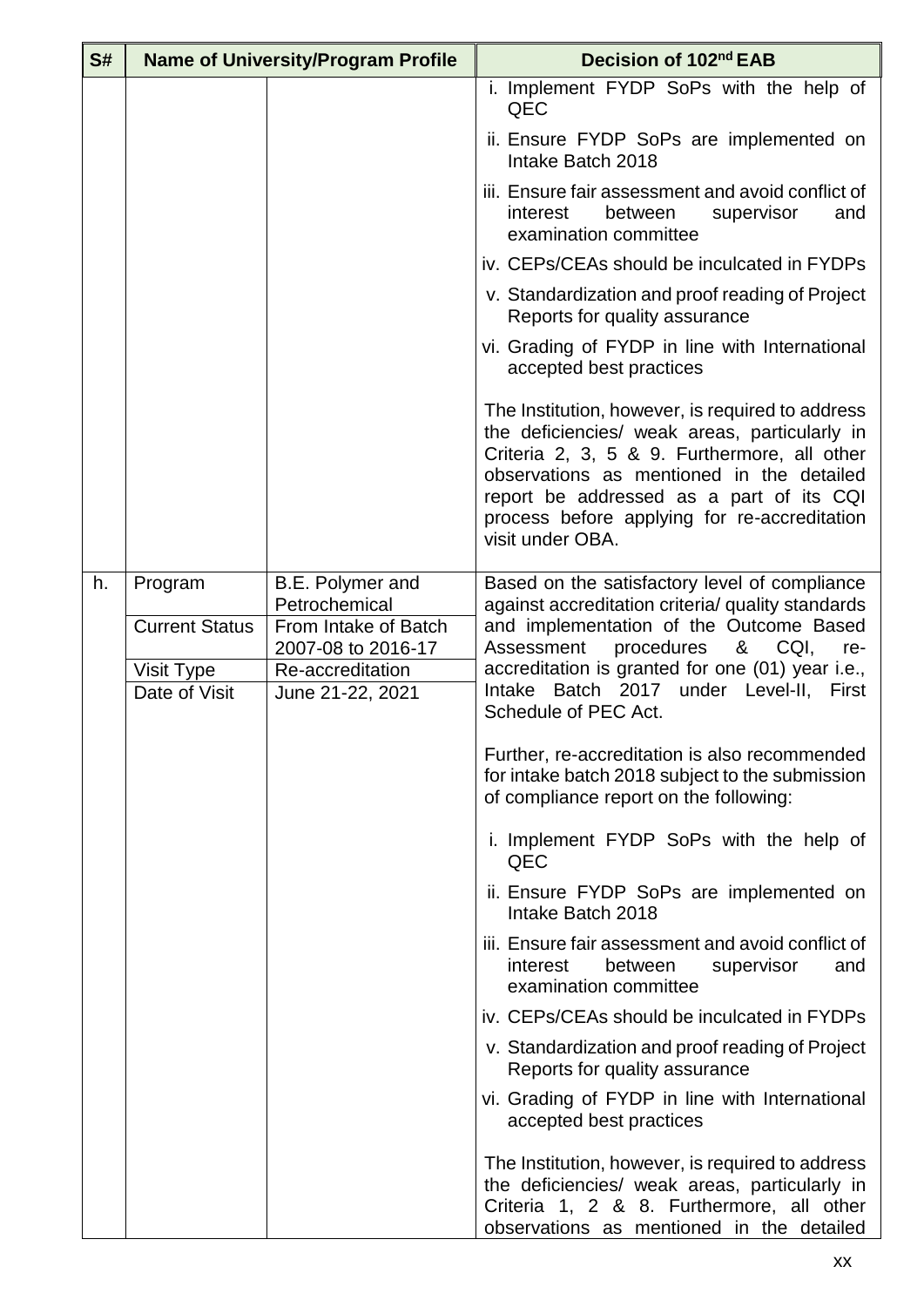| S# | Name of University/Program Profile | | Decision of 102nd EAB |
|---|---|---|---|
| | | | i. Implement FYDP SoPs with the help of QEC<br>ii. Ensure FYDP SoPs are implemented on Intake Batch 2018<br>iii. Ensure fair assessment and avoid conflict of interest between supervisor and examination committee<br>iv. CEPs/CEAs should be inculcated in FYDPs<br>v. Standardization and proof reading of Project Reports for quality assurance<br>vi. Grading of FYDP in line with International accepted best practices<br><br>The Institution, however, is required to address the deficiencies/ weak areas, particularly in Criteria 2, 3, 5 & 9. Furthermore, all other observations as mentioned in the detailed report be addressed as a part of its CQI process before applying for re-accreditation visit under OBA. |
| h. | Program | B.E. Polymer and Petrochemical | Based on the satisfactory level of compliance against accreditation criteria/ quality standards and implementation of the Outcome Based Assessment procedures & CQI, re-accreditation is granted for one (01) year i.e., Intake Batch 2017 under Level-II, First Schedule of PEC Act.<br><br>Further, re-accreditation is also recommended for intake batch 2018 subject to the submission of compliance report on the following:<br><br>i. Implement FYDP SoPs with the help of QEC<br>ii. Ensure FYDP SoPs are implemented on Intake Batch 2018<br>iii. Ensure fair assessment and avoid conflict of interest between supervisor and examination committee<br>iv. CEPs/CEAs should be inculcated in FYDPs<br>v. Standardization and proof reading of Project Reports for quality assurance<br>vi. Grading of FYDP in line with International accepted best practices<br><br>The Institution, however, is required to address the deficiencies/ weak areas, particularly in Criteria 1, 2 & 8. Furthermore, all other observations as mentioned in the detailed |
| | Current Status | From Intake of Batch 2007-08 to 2016-17 | |
| | Visit Type | Re-accreditation | |
| | Date of Visit | June 21-22, 2021 | |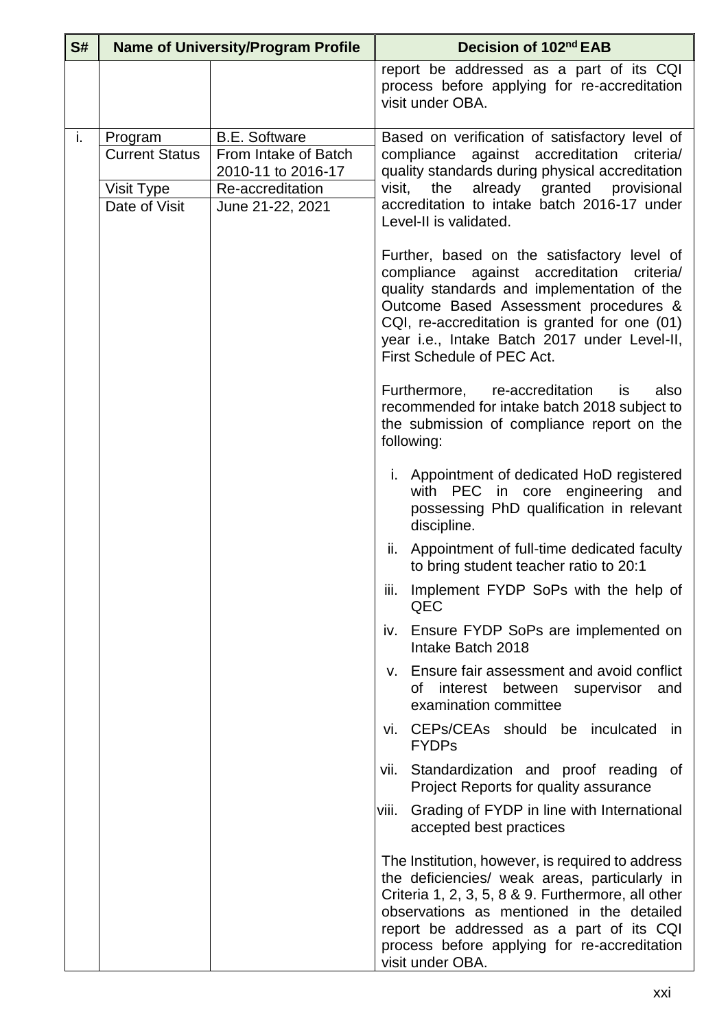| S# | Name of University/Program Profile | | Decision of 102nd EAB |
|---|---|---|---|
| | | | report be addressed as a part of its CQI process before applying for re-accreditation visit under OBA. |
| i. | Program | B.E. Software | Based on verification of satisfactory level of compliance against accreditation criteria/ quality standards during physical accreditation visit, the already granted provisional accreditation to intake batch 2016-17 under Level-II is validated.<br><br>Further, based on the satisfactory level of compliance against accreditation criteria/ quality standards and implementation of the Outcome Based Assessment procedures & CQI, re-accreditation is granted for one (01) year i.e., Intake Batch 2017 under Level-II, First Schedule of PEC Act.<br><br>Furthermore, re-accreditation is also recommended for intake batch 2018 subject to the submission of compliance report on the following:<br><br>i. Appointment of dedicated HoD registered with PEC in core engineering and possessing PhD qualification in relevant discipline.<br>ii. Appointment of full-time dedicated faculty to bring student teacher ratio to 20:1<br>iii. Implement FYDP SoPs with the help of QEC<br>iv. Ensure FYDP SoPs are implemented on Intake Batch 2018<br>v. Ensure fair assessment and avoid conflict of interest between supervisor and examination committee<br>vi. CEPs/CEAs should be inculcated in FYDPs<br>vii. Standardization and proof reading of Project Reports for quality assurance<br>viii. Grading of FYDP in line with International accepted best practices<br><br>The Institution, however, is required to address the deficiencies/ weak areas, particularly in Criteria 1, 2, 3, 5, 8 & 9. Furthermore, all other observations as mentioned in the detailed report be addressed as a part of its CQI process before applying for re-accreditation visit under OBA. |
| | Current Status | From Intake of Batch 2010-11 to 2016-17 | |
| | Visit Type | Re-accreditation | |
| | Date of Visit | June 21-22, 2021 | |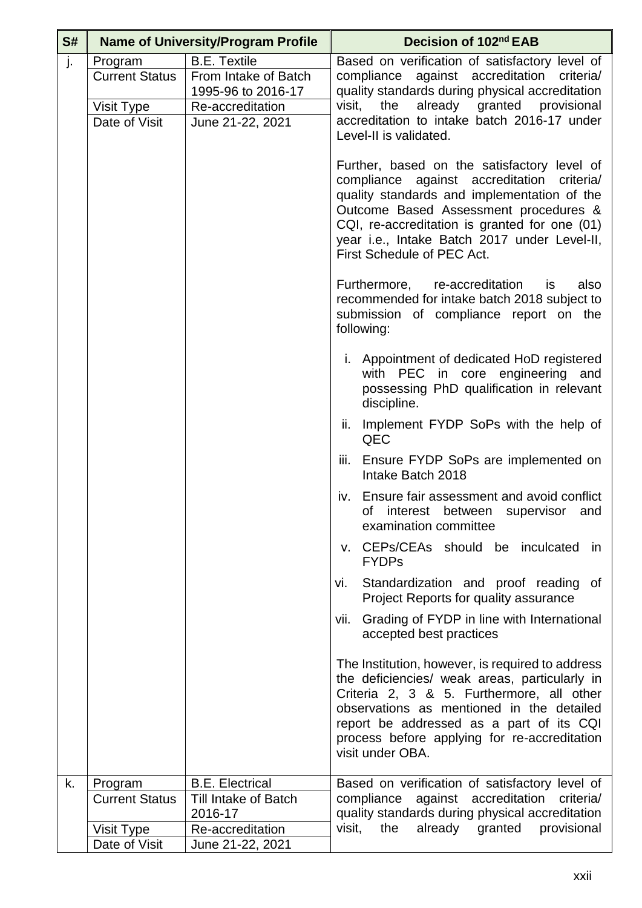| S# | Name of University/Program Profile | | Decision of 102nd EAB |
|---|---|---|---|
| j. | Program | B.E. Textile | Based on verification of satisfactory level of compliance against accreditation criteria/ quality standards during physical accreditation visit, the already granted provisional accreditation to intake batch 2016-17 under Level-II is validated.<br><br>Further, based on the satisfactory level of compliance against accreditation criteria/ quality standards and implementation of the Outcome Based Assessment procedures & CQI, re-accreditation is granted for one (01) year i.e., Intake Batch 2017 under Level-II, First Schedule of PEC Act.<br><br>Furthermore, re-accreditation is also recommended for intake batch 2018 subject to submission of compliance report on the following:<br><br>i. Appointment of dedicated HoD registered with PEC in core engineering and possessing PhD qualification in relevant discipline.<br>ii. Implement FYDP SoPs with the help of QEC<br>iii. Ensure FYDP SoPs are implemented on Intake Batch 2018<br>iv. Ensure fair assessment and avoid conflict of interest between supervisor and examination committee<br>v. CEPs/CEAs should be inculcated in FYDPs<br>vi. Standardization and proof reading of Project Reports for quality assurance<br>vii. Grading of FYDP in line with International accepted best practices<br><br>The Institution, however, is required to address the deficiencies/ weak areas, particularly in Criteria 2, 3 & 5. Furthermore, all other observations as mentioned in the detailed report be addressed as a part of its CQI process before applying for re-accreditation visit under OBA. |
| | Current Status | From Intake of Batch 1995-96 to 2016-17 | |
| | Visit Type | Re-accreditation | |
| | Date of Visit | June 21-22, 2021 | |
| k. | Program | B.E. Electrical | Based on verification of satisfactory level of compliance against accreditation criteria/ quality standards during physical accreditation visit, the already granted provisional |
| | Current Status | Till Intake of Batch 2016-17 | |
| | Visit Type | Re-accreditation | |
| | Date of Visit | June 21-22, 2021 | |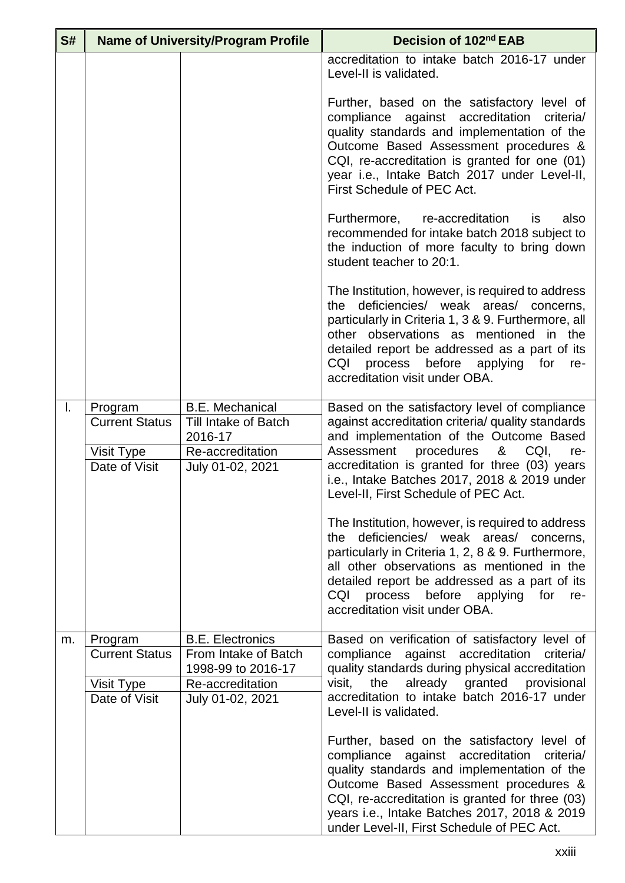| S# | Name of University/Program Profile | | Decision of 102nd EAB |
|---|---|---|---|
| | | | accreditation to intake batch 2016-17 under Level-II is validated.<br><br>Further, based on the satisfactory level of compliance against accreditation criteria/ quality standards and implementation of the Outcome Based Assessment procedures & CQI, re-accreditation is granted for one (01) year i.e., Intake Batch 2017 under Level-II, First Schedule of PEC Act.<br><br>Furthermore, re-accreditation is also recommended for intake batch 2018 subject to the induction of more faculty to bring down student teacher to 20:1.<br><br>The Institution, however, is required to address the deficiencies/ weak areas/ concerns, particularly in Criteria 1, 3 & 9. Furthermore, all other observations as mentioned in the detailed report be addressed as a part of its CQI process before applying for re-accreditation visit under OBA. |
| l. | Program | B.E. Mechanical | Based on the satisfactory level of compliance against accreditation criteria/ quality standards and implementation of the Outcome Based Assessment procedures & CQI, re-accreditation is granted for three (03) years i.e., Intake Batches 2017, 2018 & 2019 under Level-II, First Schedule of PEC Act.<br><br>The Institution, however, is required to address the deficiencies/ weak areas/ concerns, particularly in Criteria 1, 2, 8 & 9. Furthermore, all other observations as mentioned in the detailed report be addressed as a part of its CQI process before applying for re-accreditation visit under OBA. |
| | Current Status | Till Intake of Batch 2016-17 | |
| | Visit Type | Re-accreditation | |
| | Date of Visit | July 01-02, 2021 | |
| m. | Program | B.E. Electronics | Based on verification of satisfactory level of compliance against accreditation criteria/ quality standards during physical accreditation visit, the already granted provisional accreditation to intake batch 2016-17 under Level-II is validated.<br><br>Further, based on the satisfactory level of compliance against accreditation criteria/ quality standards and implementation of the Outcome Based Assessment procedures & CQI, re-accreditation is granted for three (03) years i.e., Intake Batches 2017, 2018 & 2019 under Level-II, First Schedule of PEC Act. |
| | Current Status | From Intake of Batch 1998-99 to 2016-17 | |
| | Visit Type | Re-accreditation | |
| | Date of Visit | July 01-02, 2021 | |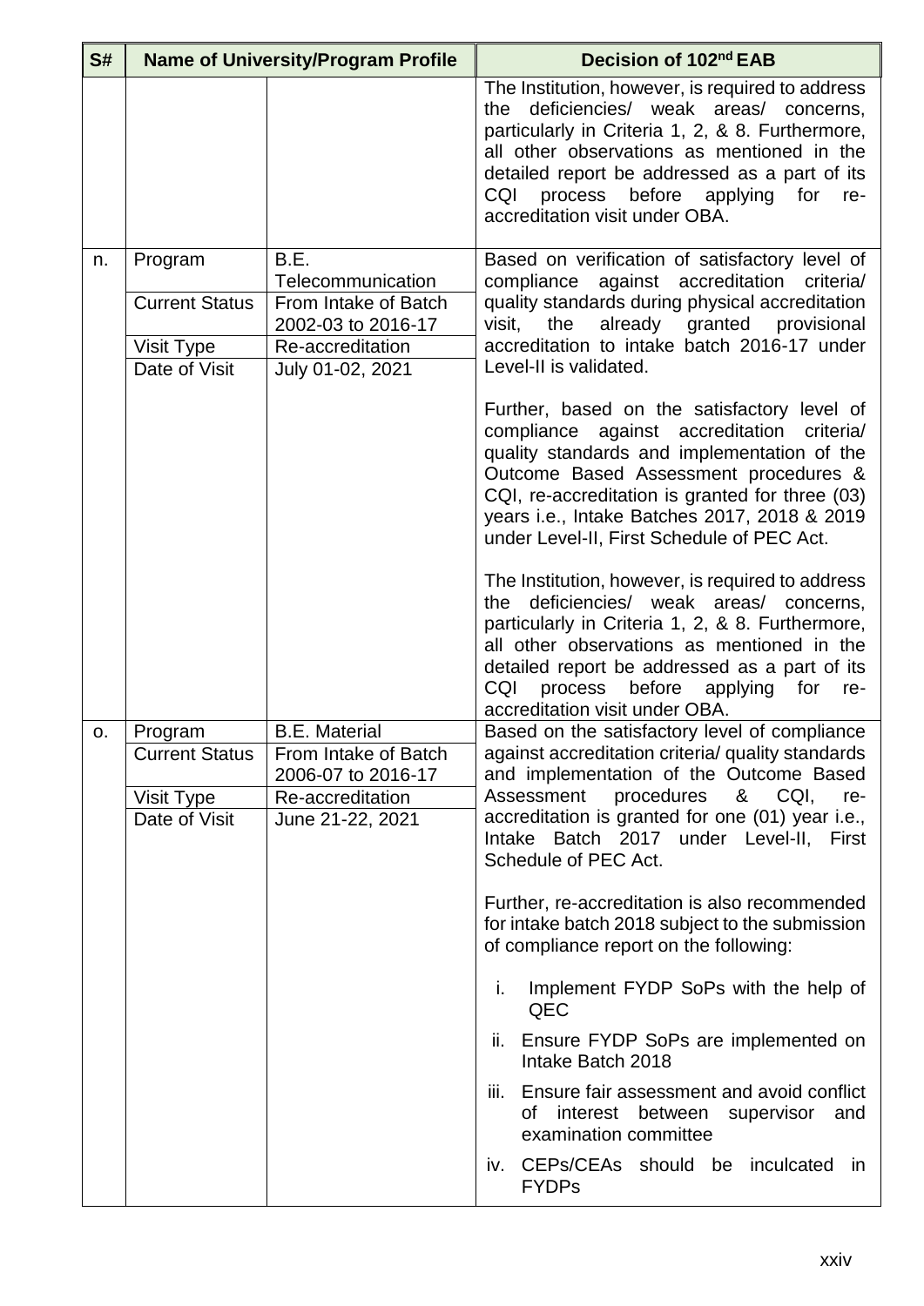| S# | Name of University/Program Profile | | Decision of 102nd EAB |
|---|---|---|---|
| | | | The Institution, however, is required to address the deficiencies/ weak areas/ concerns, particularly in Criteria 1, 2, & 8. Furthermore, all other observations as mentioned in the detailed report be addressed as a part of its CQI process before applying for re-accreditation visit under OBA. |
| n. | Program | B.E. Telecommunication | Based on verification of satisfactory level of compliance against accreditation criteria/ quality standards during physical accreditation visit, the already granted provisional accreditation to intake batch 2016-17 under Level-II is validated.<br><br>Further, based on the satisfactory level of compliance against accreditation criteria/ quality standards and implementation of the Outcome Based Assessment procedures & CQI, re-accreditation is granted for three (03) years i.e., Intake Batches 2017, 2018 & 2019 under Level-II, First Schedule of PEC Act.<br><br>The Institution, however, is required to address the deficiencies/ weak areas/ concerns, particularly in Criteria 1, 2, & 8. Furthermore, all other observations as mentioned in the detailed report be addressed as a part of its CQI process before applying for re-accreditation visit under OBA. |
| | Current Status | From Intake of Batch 2002-03 to 2016-17 | |
| | Visit Type | Re-accreditation | |
| | Date of Visit | July 01-02, 2021 | |
| o. | Program | B.E. Material | Based on the satisfactory level of compliance against accreditation criteria/ quality standards and implementation of the Outcome Based Assessment procedures & CQI, re-accreditation is granted for one (01) year i.e., Intake Batch 2017 under Level-II, First Schedule of PEC Act.<br><br>Further, re-accreditation is also recommended for intake batch 2018 subject to the submission of compliance report on the following:<br><br>i. Implement FYDP SoPs with the help of QEC<br>ii. Ensure FYDP SoPs are implemented on Intake Batch 2018<br>iii. Ensure fair assessment and avoid conflict of interest between supervisor and examination committee<br>iv. CEPs/CEAs should be inculcated in FYDPs |
| | Current Status | From Intake of Batch 2006-07 to 2016-17 | |
| | Visit Type | Re-accreditation | |
| | Date of Visit | June 21-22, 2021 | |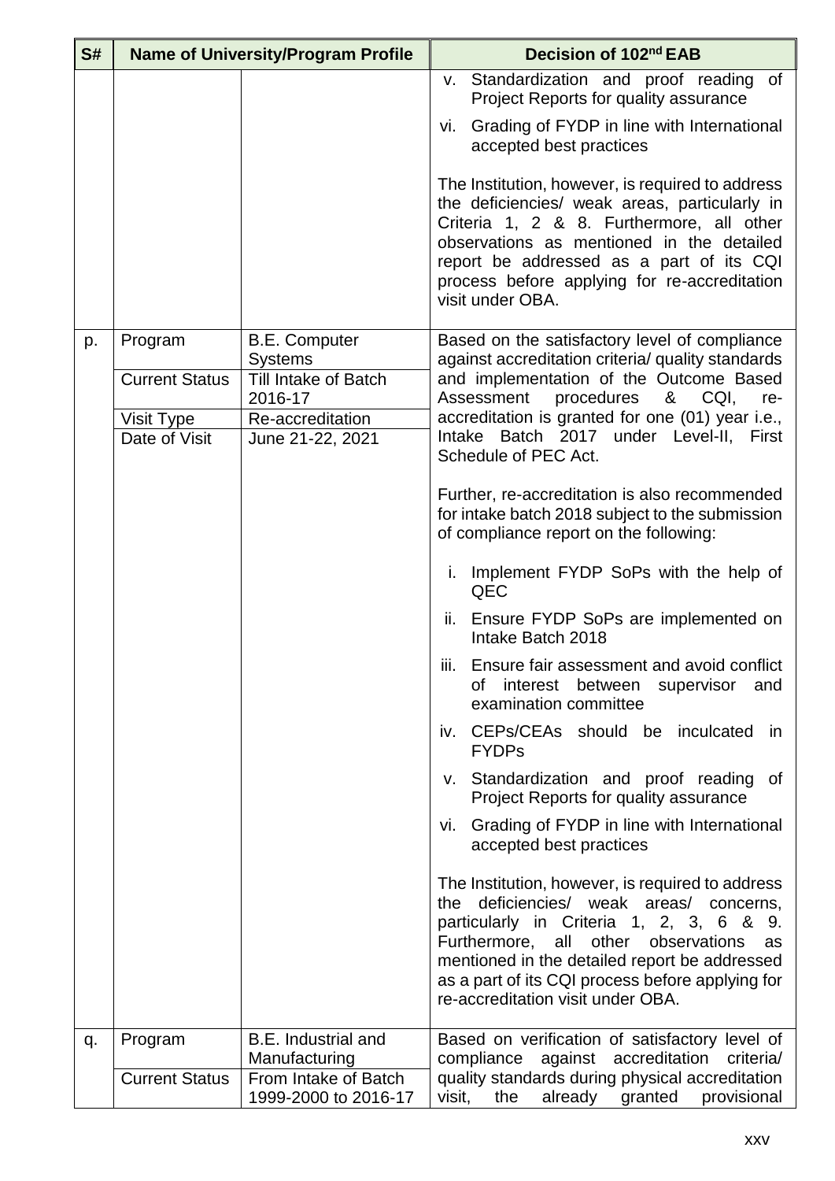| S# | Name of University/Program Profile | | Decision of 102nd EAB |
|---|---|---|---|
| | | | v. Standardization and proof reading of Project Reports for quality assurance<br><br>vi. Grading of FYDP in line with International accepted best practices<br><br>The Institution, however, is required to address the deficiencies/ weak areas, particularly in Criteria 1, 2 & 8. Furthermore, all other observations as mentioned in the detailed report be addressed as a part of its CQI process before applying for re-accreditation visit under OBA. |
| p. | Program<br><br>Current Status<br><br>Visit Type<br><br>Date of Visit | B.E. Computer Systems<br><br>Till Intake of Batch 2016-17<br><br>Re-accreditation<br><br>June 21-22, 2021 | Based on the satisfactory level of compliance against accreditation criteria/ quality standards and implementation of the Outcome Based Assessment procedures & CQI, re-accreditation is granted for one (01) year i.e., Intake Batch 2017 under Level-II, First Schedule of PEC Act.<br><br>Further, re-accreditation is also recommended for intake batch 2018 subject to the submission of compliance report on the following:<br><br>i. Implement FYDP SoPs with the help of QEC<br><br>ii. Ensure FYDP SoPs are implemented on Intake Batch 2018<br><br>iii. Ensure fair assessment and avoid conflict of interest between supervisor and examination committee<br><br>iv. CEPs/CEAs should be inculcated in FYDPs<br><br>v. Standardization and proof reading of Project Reports for quality assurance<br><br>vi. Grading of FYDP in line with International accepted best practices<br><br>The Institution, however, is required to address the deficiencies/ weak areas/ concerns, particularly in Criteria 1, 2, 3, 6 & 9. Furthermore, all other observations as mentioned in the detailed report be addressed as a part of its CQI process before applying for re-accreditation visit under OBA. |
| q. | Program<br><br>Current Status | B.E. Industrial and Manufacturing<br><br>From Intake of Batch 1999-2000 to 2016-17 | Based on verification of satisfactory level of compliance against accreditation criteria/ quality standards during physical accreditation visit, the already granted provisional |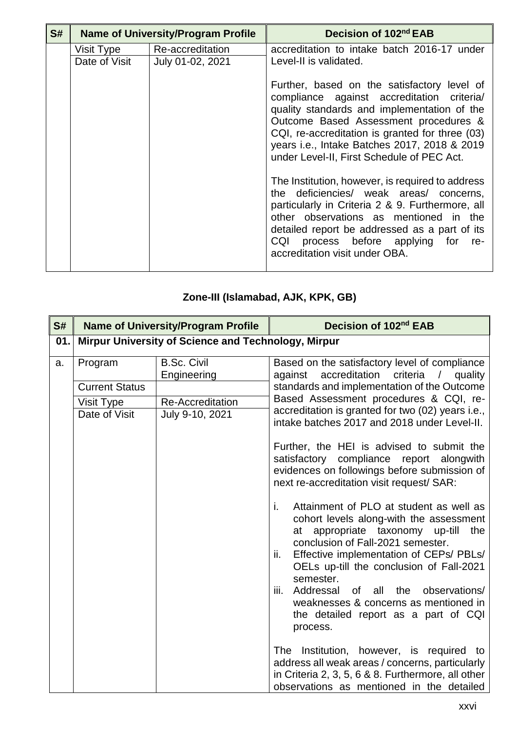| S# | Name of University/Program Profile | | Decision of 102nd EAB |
|---|---|---|---|
| | Visit Type | Re-accreditation | accreditation to intake batch 2016-17 under Level-II is validated.<br><br>Further, based on the satisfactory level of compliance against accreditation criteria/ quality standards and implementation of the Outcome Based Assessment procedures & CQI, re-accreditation is granted for three (03) years i.e., Intake Batches 2017, 2018 & 2019 under Level-II, First Schedule of PEC Act.<br><br>The Institution, however, is required to address the deficiencies/ weak areas/ concerns, particularly in Criteria 2 & 9. Furthermore, all other observations as mentioned in the detailed report be addressed as a part of its CQI process before applying for re-accreditation visit under OBA. |
| | Date of Visit | July 01-02, 2021 | |

## Zone-III (Islamabad, AJK, KPK, GB)

| S# | Name of University/Program Profile | | Decision of 102nd EAB |
|---|---|---|---|
| 01. | **Mirpur University of Science and Technology, Mirpur** | | |
| a. | Program | B.Sc. Civil Engineering | Based on the satisfactory level of compliance against accreditation criteria / quality standards and implementation of the Outcome Based Assessment procedures & CQI, re-accreditation is granted for two (02) years i.e., intake batches 2017 and 2018 under Level-II.<br><br>Further, the HEI is advised to submit the satisfactory compliance report alongwith evidences on followings before submission of next re-accreditation visit request/ SAR:<br><br>i. Attainment of PLO at student as well as cohort levels along-with the assessment at appropriate taxonomy up-till the conclusion of Fall-2021 semester.<br>ii. Effective implementation of CEPs/ PBLs/ OELs up-till the conclusion of Fall-2021 semester.<br>iii. Addressal of all the observations/ weaknesses & concerns as mentioned in the detailed report as a part of CQI process.<br><br>The Institution, however, is required to address all weak areas / concerns, particularly in Criteria 2, 3, 5, 6 & 8. Furthermore, all other observations as mentioned in the detailed |
| | Current Status | | |
| | Visit Type | Re-Accreditation | |
| | Date of Visit | July 9-10, 2021 | |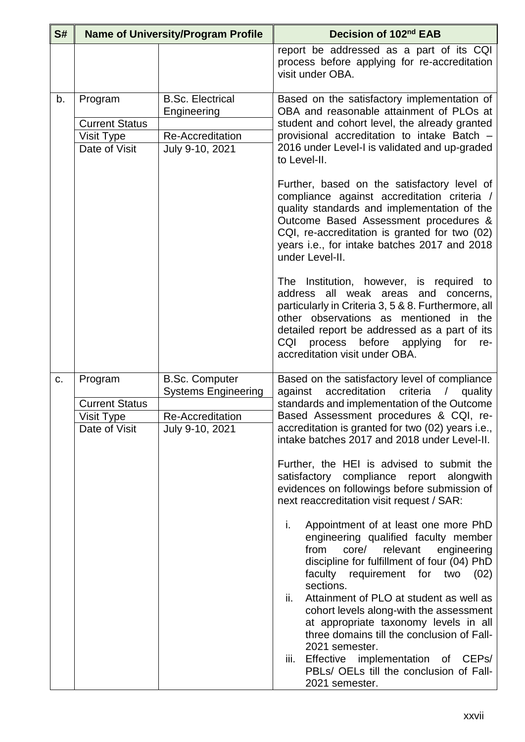| S# | Name of University/Program Profile | | Decision of 102nd EAB |
|---|---|---|---|
| | | | report be addressed as a part of its CQI process before applying for re-accreditation visit under OBA. |
| b. | Program | B.Sc. Electrical Engineering | Based on the satisfactory implementation of OBA and reasonable attainment of PLOs at student and cohort level, the already granted provisional accreditation to intake Batch – 2016 under Level-I is validated and up-graded to Level-II.<br><br>Further, based on the satisfactory level of compliance against accreditation criteria / quality standards and implementation of the Outcome Based Assessment procedures & CQI, re-accreditation is granted for two (02) years i.e., for intake batches 2017 and 2018 under Level-II.<br><br>The Institution, however, is required to address all weak areas and concerns, particularly in Criteria 3, 5 & 8. Furthermore, all other observations as mentioned in the detailed report be addressed as a part of its CQI process before applying for re-accreditation visit under OBA. |
| | Current Status | | |
| | Visit Type | Re-Accreditation | |
| | Date of Visit | July 9-10, 2021 | |
| c. | Program | B.Sc. Computer Systems Engineering | Based on the satisfactory level of compliance against accreditation criteria / quality standards and implementation of the Outcome Based Assessment procedures & CQI, re-accreditation is granted for two (02) years i.e., intake batches 2017 and 2018 under Level-II.<br><br>Further, the HEI is advised to submit the satisfactory compliance report alongwith evidences on followings before submission of next reaccreditation visit request / SAR:<br><br>i. Appointment of at least one more PhD engineering qualified faculty member from core/ relevant engineering discipline for fulfillment of four (04) PhD faculty requirement for two (02) sections.<br>ii. Attainment of PLO at student as well as cohort levels along-with the assessment at appropriate taxonomy levels in all three domains till the conclusion of Fall-2021 semester.<br>iii. Effective implementation of CEPs/ PBLs/ OELs till the conclusion of Fall-2021 semester. |
| | Current Status | | |
| | Visit Type | Re-Accreditation | |
| | Date of Visit | July 9-10, 2021 | |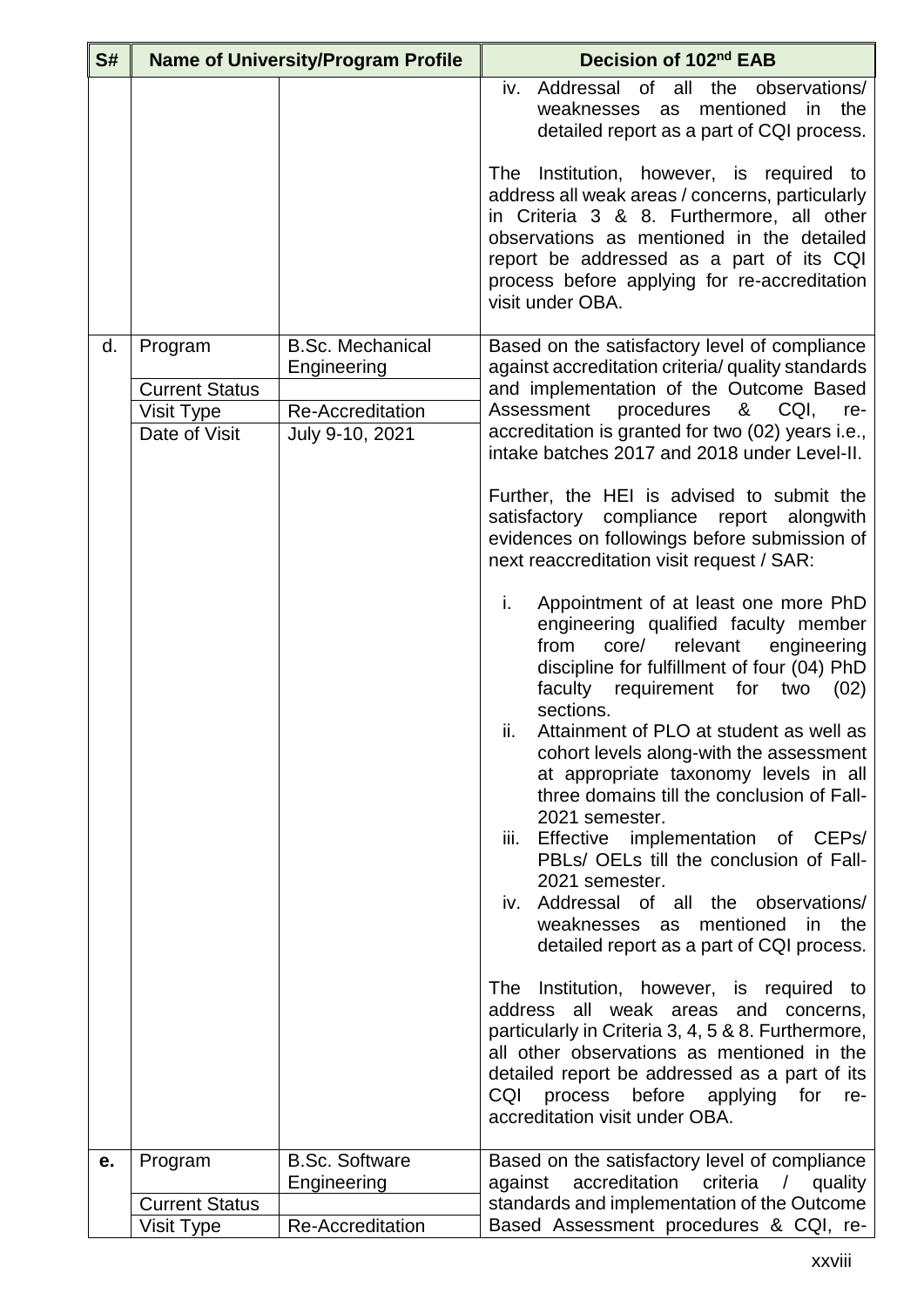| S# | Name of University/Program Profile | | Decision of 102nd EAB |
|---|---|---|---|
| | | | iv. Addressal of all the observations/ weaknesses as mentioned in the detailed report as a part of CQI process.<br><br>The Institution, however, is required to address all weak areas / concerns, particularly in Criteria 3 & 8. Furthermore, all other observations as mentioned in the detailed report be addressed as a part of its CQI process before applying for re-accreditation visit under OBA. |
| d. | Program | B.Sc. Mechanical Engineering | Based on the satisfactory level of compliance against accreditation criteria/ quality standards and implementation of the Outcome Based Assessment procedures & CQI, re-accreditation is granted for two (02) years i.e., intake batches 2017 and 2018 under Level-II.<br><br>Further, the HEI is advised to submit the satisfactory compliance report alongwith evidences on followings before submission of next reaccreditation visit request / SAR:<br><br>i. Appointment of at least one more PhD engineering qualified faculty member from core/ relevant engineering discipline for fulfillment of four (04) PhD faculty requirement for two (02) sections.<br>ii. Attainment of PLO at student as well as cohort levels along-with the assessment at appropriate taxonomy levels in all three domains till the conclusion of Fall-2021 semester.<br>iii. Effective implementation of CEPs/ PBLs/ OELs till the conclusion of Fall-2021 semester.<br>iv. Addressal of all the observations/ weaknesses as mentioned in the detailed report as a part of CQI process.<br><br>The Institution, however, is required to address all weak areas and concerns, particularly in Criteria 3, 4, 5 & 8. Furthermore, all other observations as mentioned in the detailed report be addressed as a part of its CQI process before applying for re-accreditation visit under OBA. |
| | Current Status | | |
| | Visit Type | Re-Accreditation | |
| | Date of Visit | July 9-10, 2021 | |
| **e.** | Program | B.Sc. Software Engineering | Based on the satisfactory level of compliance against accreditation criteria / quality standards and implementation of the Outcome Based Assessment procedures & CQI, re- |
| | Current Status | | |
| | Visit Type | Re-Accreditation | |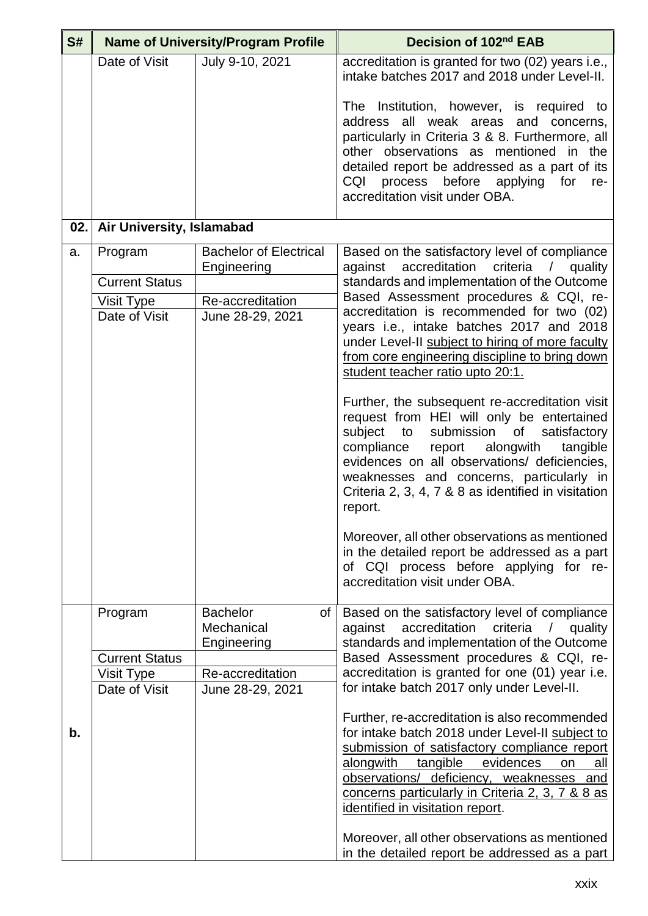| S# | Name of University/Program Profile | | Decision of 102nd EAB |
|---|---|---|---|
| | Date of Visit | July 9-10, 2021 | accreditation is granted for two (02) years i.e., intake batches 2017 and 2018 under Level-II.<br><br>The Institution, however, is required to address all weak areas and concerns, particularly in Criteria 3 & 8. Furthermore, all other observations as mentioned in the detailed report be addressed as a part of its CQI process before applying for re-accreditation visit under OBA. |
| **02.** | **Air University, Islamabad** | | |
| a. | Program | Bachelor of Electrical Engineering | Based on the satisfactory level of compliance against accreditation criteria / quality standards and implementation of the Outcome Based Assessment procedures & CQI, re-accreditation is recommended for two (02) years i.e., intake batches 2017 and 2018 under Level-II subject to hiring of more faculty from core engineering discipline to bring down student teacher ratio upto 20:1.<br><br>Further, the subsequent re-accreditation visit request from HEI will only be entertained subject to submission of satisfactory compliance report alongwith tangible evidences on all observations/ deficiencies, weaknesses and concerns, particularly in Criteria 2, 3, 4, 7 & 8 as identified in visitation report.<br><br>Moreover, all other observations as mentioned in the detailed report be addressed as a part of CQI process before applying for re-accreditation visit under OBA. |
| | Current Status | | |
| | Visit Type | Re-accreditation | |
| | Date of Visit | June 28-29, 2021 | |
| b. | Program | Bachelor of Mechanical Engineering | Based on the satisfactory level of compliance against accreditation criteria / quality standards and implementation of the Outcome Based Assessment procedures & CQI, re-accreditation is granted for one (01) year i.e. for intake batch 2017 only under Level-II.<br><br>Further, re-accreditation is also recommended for intake batch 2018 under Level-II subject to submission of satisfactory compliance report alongwith tangible evidences on all observations/ deficiency, weaknesses and concerns particularly in Criteria 2, 3, 7 & 8 as identified in visitation report.<br><br>Moreover, all other observations as mentioned in the detailed report be addressed as a part |
| | Current Status | | |
| | Visit Type | Re-accreditation | |
| | Date of Visit | June 28-29, 2021 | |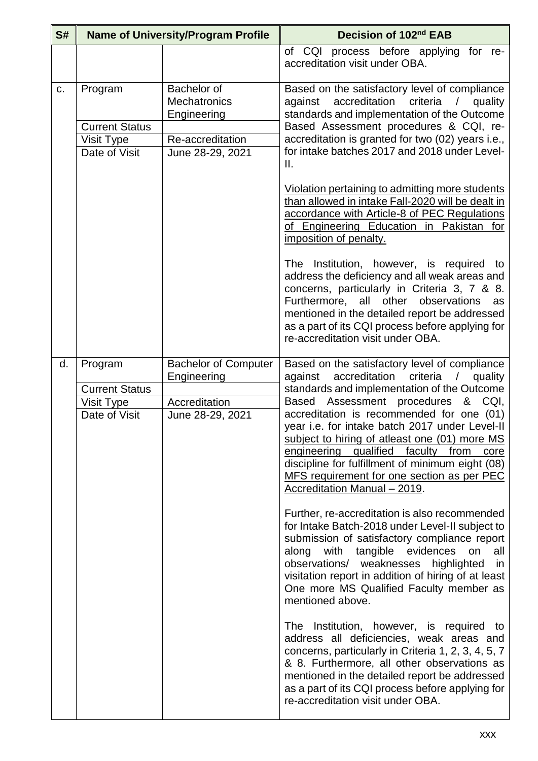| S# | Name of University/Program Profile | | Decision of 102nd EAB |
|---|---|---|---|
| | | | of CQI process before applying for re-accreditation visit under OBA. |
| c. | Program | Bachelor of Mechatronics Engineering | Based on the satisfactory level of compliance against accreditation criteria / quality standards and implementation of the Outcome Based Assessment procedures & CQI, re-accreditation is granted for two (02) years i.e., for intake batches 2017 and 2018 under Level-II.<br><br>Violation pertaining to admitting more students than allowed in intake Fall-2020 will be dealt in accordance with Article-8 of PEC Regulations of Engineering Education in Pakistan for imposition of penalty.<br><br>The Institution, however, is required to address the deficiency and all weak areas and concerns, particularly in Criteria 3, 7 & 8. Furthermore, all other observations as mentioned in the detailed report be addressed as a part of its CQI process before applying for re-accreditation visit under OBA. |
| | Current Status | | |
| | Visit Type | Re-accreditation | |
| | Date of Visit | June 28-29, 2021 | |
| d. | Program | Bachelor of Computer Engineering | Based on the satisfactory level of compliance against accreditation criteria / quality standards and implementation of the Outcome Based Assessment procedures & CQI, accreditation is recommended for one (01) year i.e. for intake batch 2017 under Level-II subject to hiring of atleast one (01) more MS engineering qualified faculty from core discipline for fulfillment of minimum eight (08) MFS requirement for one section as per PEC Accreditation Manual – 2019.<br><br>Further, re-accreditation is also recommended for Intake Batch-2018 under Level-II subject to submission of satisfactory compliance report along with tangible evidences on all observations/ weaknesses highlighted in visitation report in addition of hiring of at least One more MS Qualified Faculty member as mentioned above.<br><br>The Institution, however, is required to address all deficiencies, weak areas and concerns, particularly in Criteria 1, 2, 3, 4, 5, 7 & 8. Furthermore, all other observations as mentioned in the detailed report be addressed as a part of its CQI process before applying for re-accreditation visit under OBA. |
| | Current Status | | |
| | Visit Type | Accreditation | |
| | Date of Visit | June 28-29, 2021 | |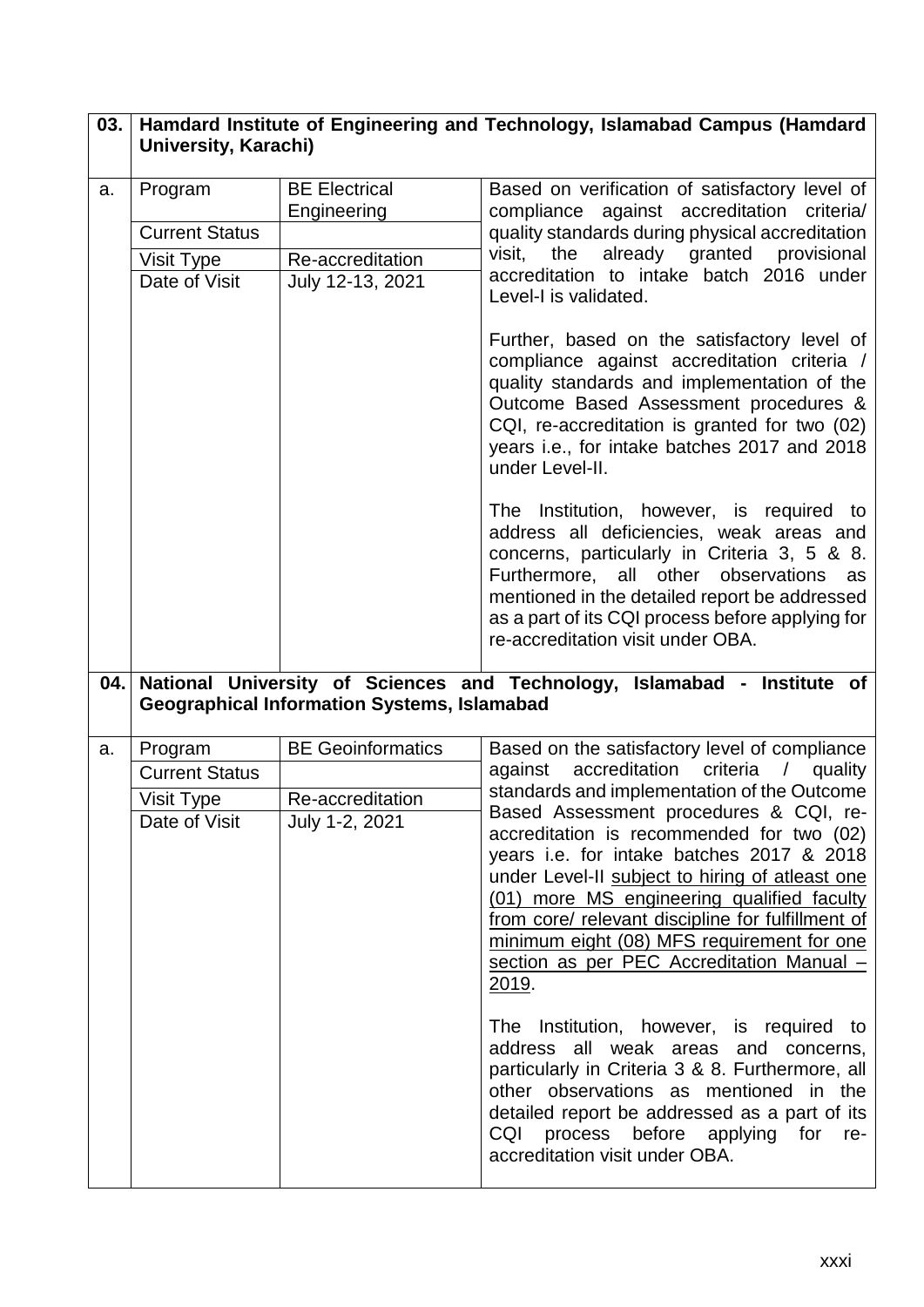| 03. | Hamdard Institute of Engineering and Technology, Islamabad Campus (Hamdard University, Karachi) | | |
|---|---|---|---|
| a. | Program | BE Electrical Engineering | Based on verification of satisfactory level of compliance against accreditation criteria/ quality standards during physical accreditation visit, the already granted provisional accreditation to intake batch 2016 under Level-I is validated.<br><br>Further, based on the satisfactory level of compliance against accreditation criteria / quality standards and implementation of the Outcome Based Assessment procedures & CQI, re-accreditation is granted for two (02) years i.e., for intake batches 2017 and 2018 under Level-II.<br><br>The Institution, however, is required to address all deficiencies, weak areas and concerns, particularly in Criteria 3, 5 & 8. Furthermore, all other observations as mentioned in the detailed report be addressed as a part of its CQI process before applying for re-accreditation visit under OBA. |
| | Current Status | | |
| | Visit Type | Re-accreditation | |
| | Date of Visit | July 12-13, 2021 | |
| **04.** | **National University of Sciences and Technology, Islamabad - Institute of Geographical Information Systems, Islamabad** | | |
| a. | Program | BE Geoinformatics | Based on the satisfactory level of compliance against accreditation criteria / quality standards and implementation of the Outcome Based Assessment procedures & CQI, re-accreditation is recommended for two (02) years i.e. for intake batches 2017 & 2018 under Level-II subject to hiring of atleast one (01) more MS engineering qualified faculty from core/ relevant discipline for fulfillment of minimum eight (08) MFS requirement for one section as per PEC Accreditation Manual – 2019.<br><br>The Institution, however, is required to address all weak areas and concerns, particularly in Criteria 3 & 8. Furthermore, all other observations as mentioned in the detailed report be addressed as a part of its CQI process before applying for re-accreditation visit under OBA. |
| | Current Status | | |
| | Visit Type | Re-accreditation | |
| | Date of Visit | July 1-2, 2021 | |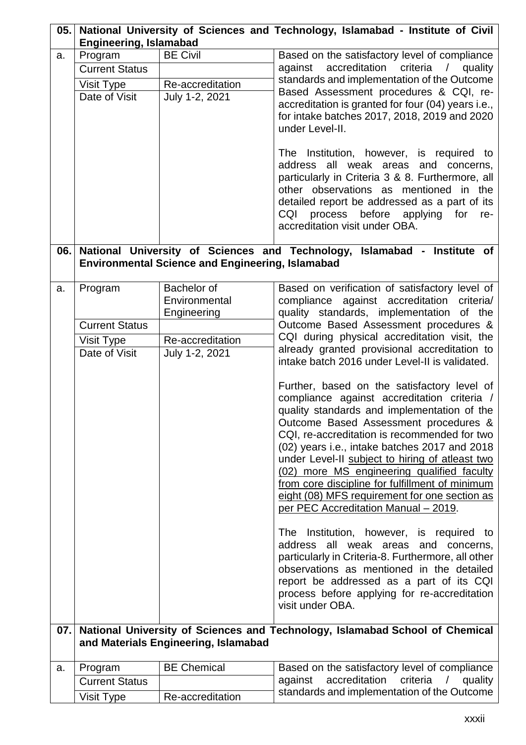| | | | |
|---|---|---|---|
| **05.** | **National University of Sciences and Technology, Islamabad - Institute of Civil Engineering, Islamabad** | | |
| a. | Program | BE Civil | Based on the satisfactory level of compliance against accreditation criteria / quality standards and implementation of the Outcome Based Assessment procedures & CQI, re-accreditation is granted for four (04) years i.e., for intake batches 2017, 2018, 2019 and 2020 under Level-II.<br><br>The Institution, however, is required to address all weak areas and concerns, particularly in Criteria 3 & 8. Furthermore, all other observations as mentioned in the detailed report be addressed as a part of its CQI process before applying for re-accreditation visit under OBA. |
| | Current Status | | |
| | Visit Type | Re-accreditation | |
| | Date of Visit | July 1-2, 2021 | |
| **06.** | **National University of Sciences and Technology, Islamabad - Institute of Environmental Science and Engineering, Islamabad** | | |
| a. | Program | Bachelor of Environmental Engineering | Based on verification of satisfactory level of compliance against accreditation criteria/ quality standards, implementation of the Outcome Based Assessment procedures & CQI during physical accreditation visit, the already granted provisional accreditation to intake batch 2016 under Level-II is validated.<br><br>Further, based on the satisfactory level of compliance against accreditation criteria / quality standards and implementation of the Outcome Based Assessment procedures & CQI, re-accreditation is recommended for two (02) years i.e., intake batches 2017 and 2018 under Level-II <u>subject to hiring of atleast two (02) more MS engineering qualified faculty from core discipline for fulfillment of minimum eight (08) MFS requirement for one section as per PEC Accreditation Manual – 2019</u>.<br><br>The Institution, however, is required to address all weak areas and concerns, particularly in Criteria-8. Furthermore, all other observations as mentioned in the detailed report be addressed as a part of its CQI process before applying for re-accreditation visit under OBA. |
| | Current Status | | |
| | Visit Type | Re-accreditation | |
| | Date of Visit | July 1-2, 2021 | |
| **07.** | **National University of Sciences and Technology, Islamabad School of Chemical and Materials Engineering, Islamabad** | | |
| a. | Program | BE Chemical | Based on the satisfactory level of compliance against accreditation criteria / quality standards and implementation of the Outcome |
| | Current Status | | |
| | Visit Type | Re-accreditation | |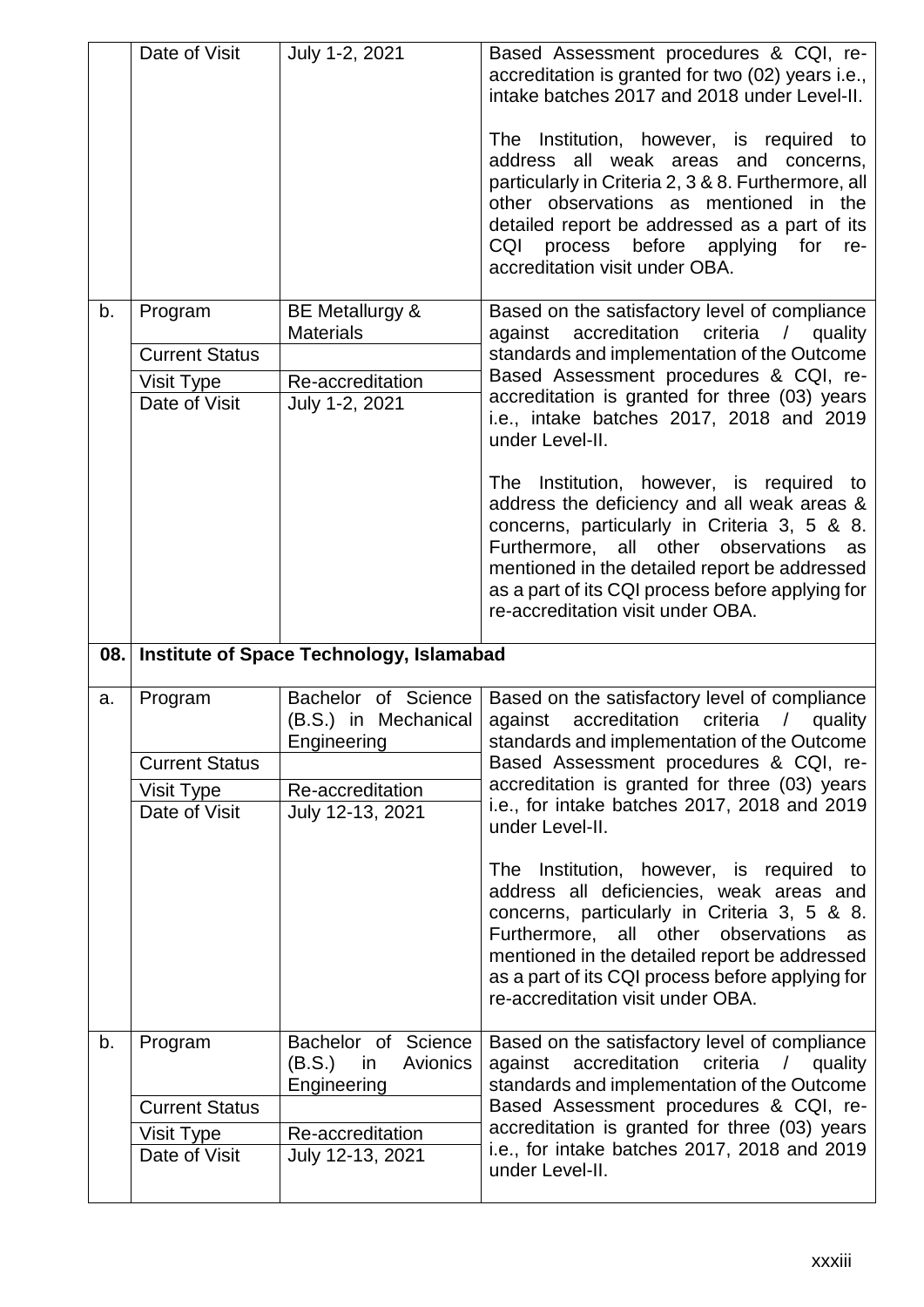|  |  |  |  |
|---|---|---|---|
|  | Date of Visit | July 1-2, 2021 | Based Assessment procedures & CQI, re-accreditation is granted for two (02) years i.e., intake batches 2017 and 2018 under Level-II.<br><br>The Institution, however, is required to address all weak areas and concerns, particularly in Criteria 2, 3 & 8. Furthermore, all other observations as mentioned in the detailed report be addressed as a part of its CQI process before applying for re-accreditation visit under OBA. |
| b. | Program | BE Metallurgy & Materials | Based on the satisfactory level of compliance against accreditation criteria / quality standards and implementation of the Outcome Based Assessment procedures & CQI, re-accreditation is granted for three (03) years i.e., intake batches 2017, 2018 and 2019 under Level-II.<br><br>The Institution, however, is required to address the deficiency and all weak areas & concerns, particularly in Criteria 3, 5 & 8. Furthermore, all other observations as mentioned in the detailed report be addressed as a part of its CQI process before applying for re-accreditation visit under OBA. |
|  | Current Status |  |  |
|  | Visit Type | Re-accreditation |  |
|  | Date of Visit | July 1-2, 2021 |  |
| **08.** | **Institute of Space Technology, Islamabad** |  |  |
| a. | Program | Bachelor of Science (B.S.) in Mechanical Engineering | Based on the satisfactory level of compliance against accreditation criteria / quality standards and implementation of the Outcome Based Assessment procedures & CQI, re-accreditation is granted for three (03) years i.e., for intake batches 2017, 2018 and 2019 under Level-II.<br><br>The Institution, however, is required to address all deficiencies, weak areas and concerns, particularly in Criteria 3, 5 & 8. Furthermore, all other observations as mentioned in the detailed report be addressed as a part of its CQI process before applying for re-accreditation visit under OBA. |
|  | Current Status |  |  |
|  | Visit Type | Re-accreditation |  |
|  | Date of Visit | July 12-13, 2021 |  |
| b. | Program | Bachelor of Science (B.S.) in Avionics Engineering | Based on the satisfactory level of compliance against accreditation criteria / quality standards and implementation of the Outcome Based Assessment procedures & CQI, re-accreditation is granted for three (03) years i.e., for intake batches 2017, 2018 and 2019 under Level-II. |
|  | Current Status |  |  |
|  | Visit Type | Re-accreditation |  |
|  | Date of Visit | July 12-13, 2021 |  |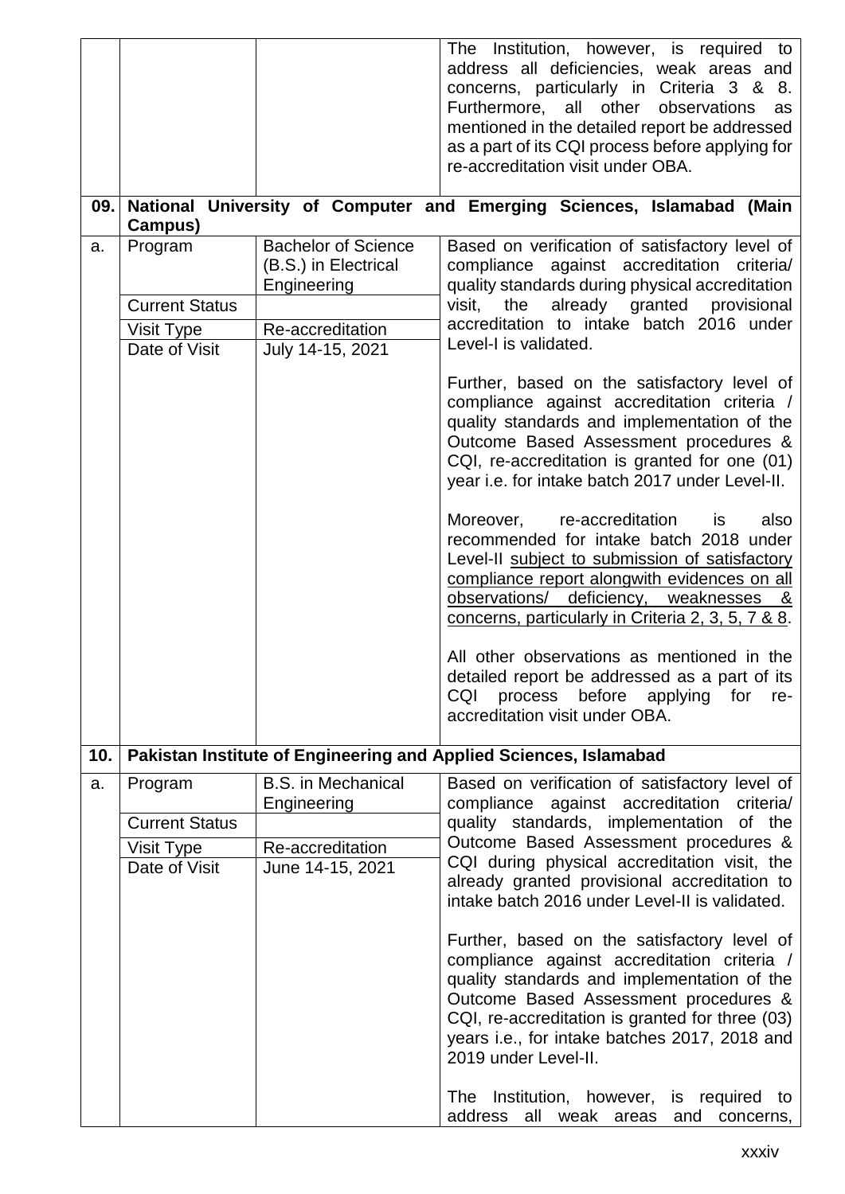| | | | |
|---|---|---|---|
| | | | The Institution, however, is required to address all deficiencies, weak areas and concerns, particularly in Criteria 3 & 8. Furthermore, all other observations as mentioned in the detailed report be addressed as a part of its CQI process before applying for re-accreditation visit under OBA. |
| **09.** | **National University of Computer and Emerging Sciences, Islamabad (Main Campus)** | | |
| a. | Program | Bachelor of Science (B.S.) in Electrical Engineering | Based on verification of satisfactory level of compliance against accreditation criteria/ quality standards during physical accreditation visit, the already granted provisional accreditation to intake batch 2016 under Level-I is validated.<br><br>Further, based on the satisfactory level of compliance against accreditation criteria / quality standards and implementation of the Outcome Based Assessment procedures & CQI, re-accreditation is granted for one (01) year i.e. for intake batch 2017 under Level-II.<br><br>Moreover, re-accreditation is also recommended for intake batch 2018 under Level-II <u>subject to submission of satisfactory compliance report alongwith evidences on all observations/ deficiency, weaknesses & concerns, particularly in Criteria 2, 3, 5, 7 & 8</u>.<br><br>All other observations as mentioned in the detailed report be addressed as a part of its CQI process before applying for re-accreditation visit under OBA. |
| | Current Status | | |
| | Visit Type | Re-accreditation | |
| | Date of Visit | July 14-15, 2021 | |
| **10.** | **Pakistan Institute of Engineering and Applied Sciences, Islamabad** | | |
| a. | Program | B.S. in Mechanical Engineering | Based on verification of satisfactory level of compliance against accreditation criteria/ quality standards, implementation of the Outcome Based Assessment procedures & CQI during physical accreditation visit, the already granted provisional accreditation to intake batch 2016 under Level-II is validated.<br><br>Further, based on the satisfactory level of compliance against accreditation criteria / quality standards and implementation of the Outcome Based Assessment procedures & CQI, re-accreditation is granted for three (03) years i.e., for intake batches 2017, 2018 and 2019 under Level-II.<br><br>The Institution, however, is required to address all weak areas and concerns, |
| | Current Status | | |
| | Visit Type | Re-accreditation | |
| | Date of Visit | June 14-15, 2021 | |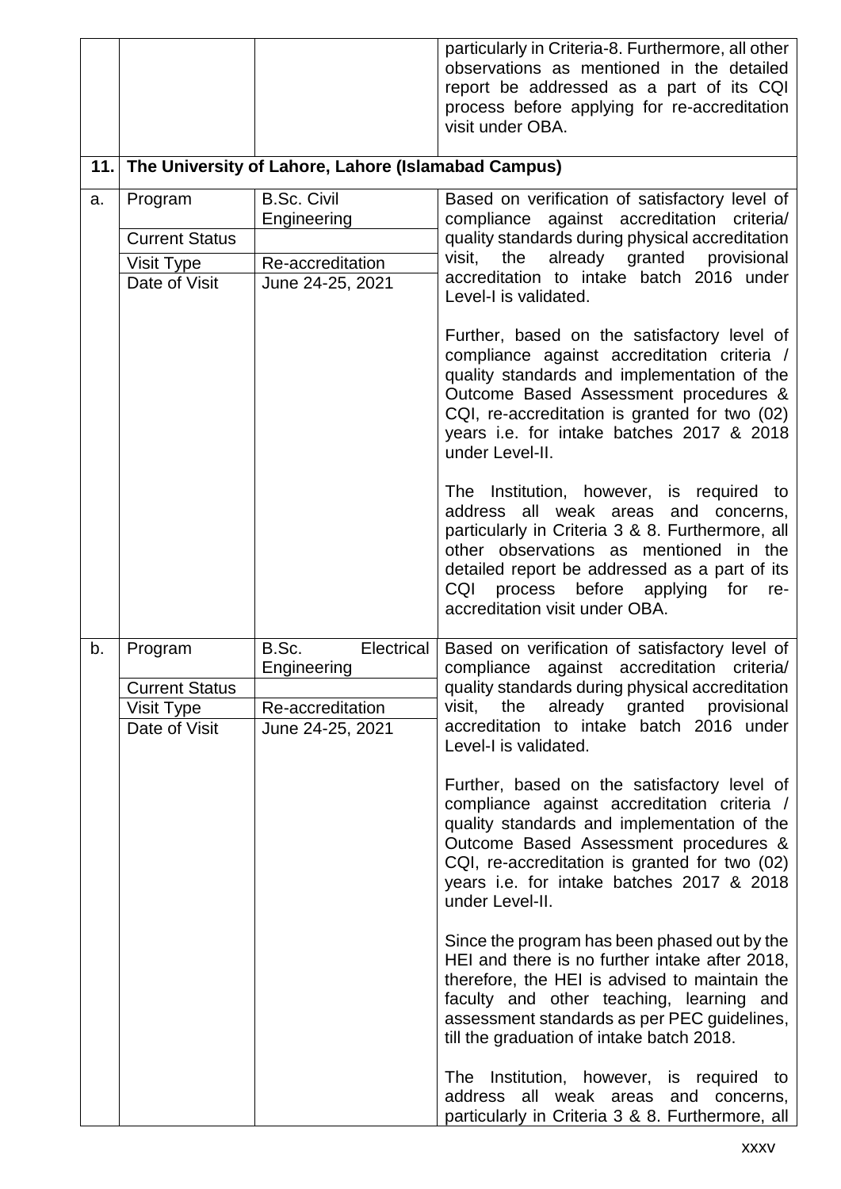| | | | |
|---|---|---|---|
| | | | particularly in Criteria-8. Furthermore, all other observations as mentioned in the detailed report be addressed as a part of its CQI process before applying for re-accreditation visit under OBA. |
| **11.** | **The University of Lahore, Lahore (Islamabad Campus)** | | |
| a. | Program<br>Current Status<br>Visit Type<br>Date of Visit | B.Sc. Civil Engineering<br><br>Re-accreditation<br>June 24-25, 2021 | Based on verification of satisfactory level of compliance against accreditation criteria/ quality standards during physical accreditation visit, the already granted provisional accreditation to intake batch 2016 under Level-I is validated.<br><br>Further, based on the satisfactory level of compliance against accreditation criteria / quality standards and implementation of the Outcome Based Assessment procedures & CQI, re-accreditation is granted for two (02) years i.e. for intake batches 2017 & 2018 under Level-II.<br><br>The Institution, however, is required to address all weak areas and concerns, particularly in Criteria 3 & 8. Furthermore, all other observations as mentioned in the detailed report be addressed as a part of its CQI process before applying for re-accreditation visit under OBA. |
| b. | Program<br>Current Status<br>Visit Type<br>Date of Visit | B.Sc. Electrical Engineering<br><br>Re-accreditation<br>June 24-25, 2021 | Based on verification of satisfactory level of compliance against accreditation criteria/ quality standards during physical accreditation visit, the already granted provisional accreditation to intake batch 2016 under Level-I is validated.<br><br>Further, based on the satisfactory level of compliance against accreditation criteria / quality standards and implementation of the Outcome Based Assessment procedures & CQI, re-accreditation is granted for two (02) years i.e. for intake batches 2017 & 2018 under Level-II.<br><br>Since the program has been phased out by the HEI and there is no further intake after 2018, therefore, the HEI is advised to maintain the faculty and other teaching, learning and assessment standards as per PEC guidelines, till the graduation of intake batch 2018.<br><br>The Institution, however, is required to address all weak areas and concerns, particularly in Criteria 3 & 8. Furthermore, all |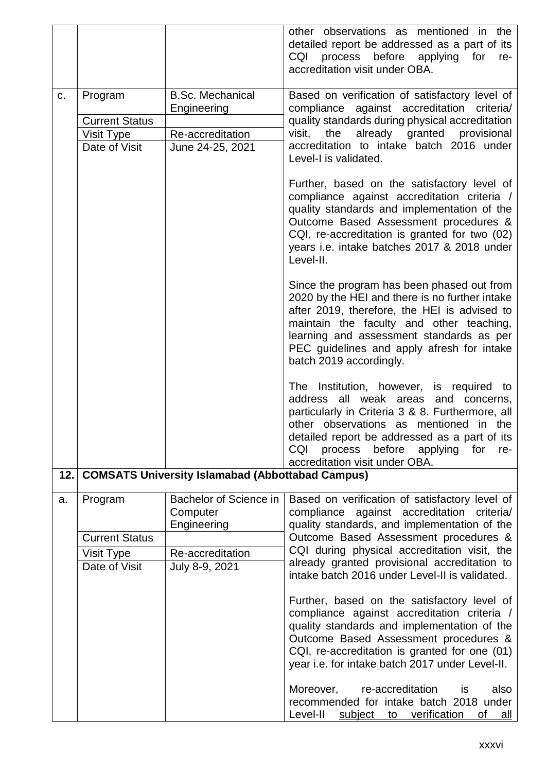| | | | |
|---|---|---|---|
| | | | other observations as mentioned in the detailed report be addressed as a part of its CQI process before applying for re-accreditation visit under OBA. |
| c. | Program | B.Sc. Mechanical Engineering | Based on verification of satisfactory level of compliance against accreditation criteria/ quality standards during physical accreditation visit, the already granted provisional accreditation to intake batch 2016 under Level-I is validated.<br><br>Further, based on the satisfactory level of compliance against accreditation criteria / quality standards and implementation of the Outcome Based Assessment procedures & CQI, re-accreditation is granted for two (02) years i.e. intake batches 2017 & 2018 under Level-II.<br><br>Since the program has been phased out from 2020 by the HEI and there is no further intake after 2019, therefore, the HEI is advised to maintain the faculty and other teaching, learning and assessment standards as per PEC guidelines and apply afresh for intake batch 2019 accordingly.<br><br>The Institution, however, is required to address all weak areas and concerns, particularly in Criteria 3 & 8. Furthermore, all other observations as mentioned in the detailed report be addressed as a part of its CQI process before applying for re-accreditation visit under OBA. |
| | Current Status | | |
| | Visit Type | Re-accreditation | |
| | Date of Visit | June 24-25, 2021 | |
| **12.** | **COMSATS University Islamabad (Abbottabad Campus)** | | |
| a. | Program | Bachelor of Science in Computer Engineering | Based on verification of satisfactory level of compliance against accreditation criteria/ quality standards, and implementation of the Outcome Based Assessment procedures & CQI during physical accreditation visit, the already granted provisional accreditation to intake batch 2016 under Level-II is validated.<br><br>Further, based on the satisfactory level of compliance against accreditation criteria / quality standards and implementation of the Outcome Based Assessment procedures & CQI, re-accreditation is granted for one (01) year i.e. for intake batch 2017 under Level-II.<br><br>Moreover, re-accreditation is also recommended for intake batch 2018 under Level-II <u>subject to verification of all</u> |
| | Current Status | | |
| | Visit Type | Re-accreditation | |
| | Date of Visit | July 8-9, 2021 | |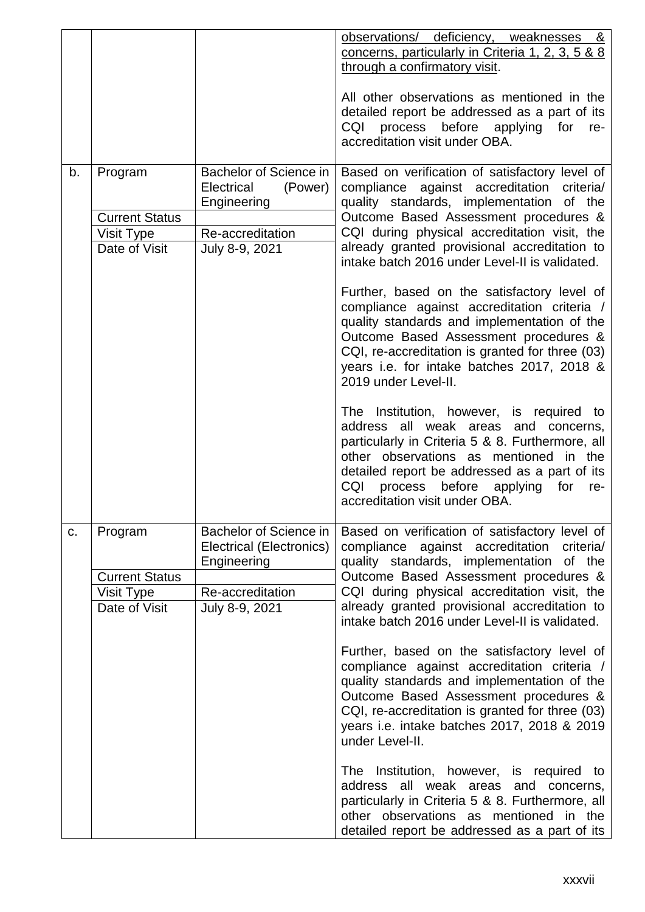| | | | |
|---|---|---|---|
| | | | <u>observations/ deficiency, weaknesses & concerns, particularly in Criteria 1, 2, 3, 5 & 8 through a confirmatory visit</u>.<br><br>All other observations as mentioned in the detailed report be addressed as a part of its CQI process before applying for re-accreditation visit under OBA. |
| b. | Program | Bachelor of Science in Electrical (Power) Engineering | Based on verification of satisfactory level of compliance against accreditation criteria/ quality standards, implementation of the Outcome Based Assessment procedures & CQI during physical accreditation visit, the already granted provisional accreditation to intake batch 2016 under Level-II is validated.<br><br>Further, based on the satisfactory level of compliance against accreditation criteria / quality standards and implementation of the Outcome Based Assessment procedures & CQI, re-accreditation is granted for three (03) years i.e. for intake batches 2017, 2018 & 2019 under Level-II.<br><br>The Institution, however, is required to address all weak areas and concerns, particularly in Criteria 5 & 8. Furthermore, all other observations as mentioned in the detailed report be addressed as a part of its CQI process before applying for re-accreditation visit under OBA. |
| | Current Status | | |
| | Visit Type | Re-accreditation | |
| | Date of Visit | July 8-9, 2021 | |
| c. | Program | Bachelor of Science in Electrical (Electronics) Engineering | Based on verification of satisfactory level of compliance against accreditation criteria/ quality standards, implementation of the Outcome Based Assessment procedures & CQI during physical accreditation visit, the already granted provisional accreditation to intake batch 2016 under Level-II is validated.<br><br>Further, based on the satisfactory level of compliance against accreditation criteria / quality standards and implementation of the Outcome Based Assessment procedures & CQI, re-accreditation is granted for three (03) years i.e. intake batches 2017, 2018 & 2019 under Level-II.<br><br>The Institution, however, is required to address all weak areas and concerns, particularly in Criteria 5 & 8. Furthermore, all other observations as mentioned in the detailed report be addressed as a part of its |
| | Current Status | | |
| | Visit Type | Re-accreditation | |
| | Date of Visit | July 8-9, 2021 | |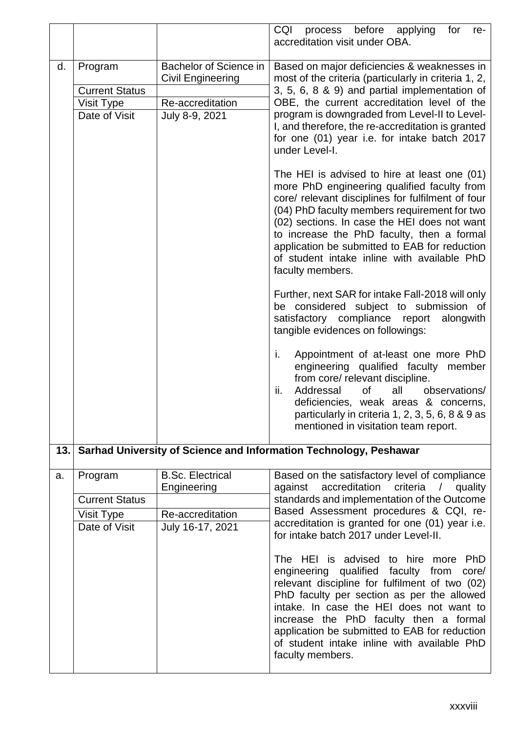|  |  |  | CQI process before applying for re-accreditation visit under OBA. |
|---|---|---|---|
| d. | Program | Bachelor of Science in Civil Engineering | Based on major deficiencies & weaknesses in most of the criteria (particularly in criteria 1, 2, 3, 5, 6, 8 & 9) and partial implementation of OBE, the current accreditation level of the program is downgraded from Level-II to Level-I, and therefore, the re-accreditation is granted for one (01) year i.e. for intake batch 2017 under Level-I.<br><br>The HEI is advised to hire at least one (01) more PhD engineering qualified faculty from core/ relevant disciplines for fulfilment of four (04) PhD faculty members requirement for two (02) sections. In case the HEI does not want to increase the PhD faculty, then a formal application be submitted to EAB for reduction of student intake inline with available PhD faculty members.<br><br>Further, next SAR for intake Fall-2018 will only be considered subject to submission of satisfactory compliance report alongwith tangible evidences on followings:<br><br>i. Appointment of at-least one more PhD engineering qualified faculty member from core/ relevant discipline.<br>ii. Addressal of all observations/ deficiencies, weak areas & concerns, particularly in criteria 1, 2, 3, 5, 6, 8 & 9 as mentioned in visitation team report. |
|  | Current Status |  |  |
|  | Visit Type | Re-accreditation |  |
|  | Date of Visit | July 8-9, 2021 |  |
| **13.** | **Sarhad University of Science and Information Technology, Peshawar** |  |  |
| a. | Program | B.Sc. Electrical Engineering | Based on the satisfactory level of compliance against accreditation criteria / quality standards and implementation of the Outcome Based Assessment procedures & CQI, re-accreditation is granted for one (01) year i.e. for intake batch 2017 under Level-II.<br><br>The HEI is advised to hire more PhD engineering qualified faculty from core/ relevant discipline for fulfilment of two (02) PhD faculty per section as per the allowed intake. In case the HEI does not want to increase the PhD faculty then a formal application be submitted to EAB for reduction of student intake inline with available PhD faculty members. |
|  | Current Status |  |  |
|  | Visit Type | Re-accreditation |  |
|  | Date of Visit | July 16-17, 2021 |  |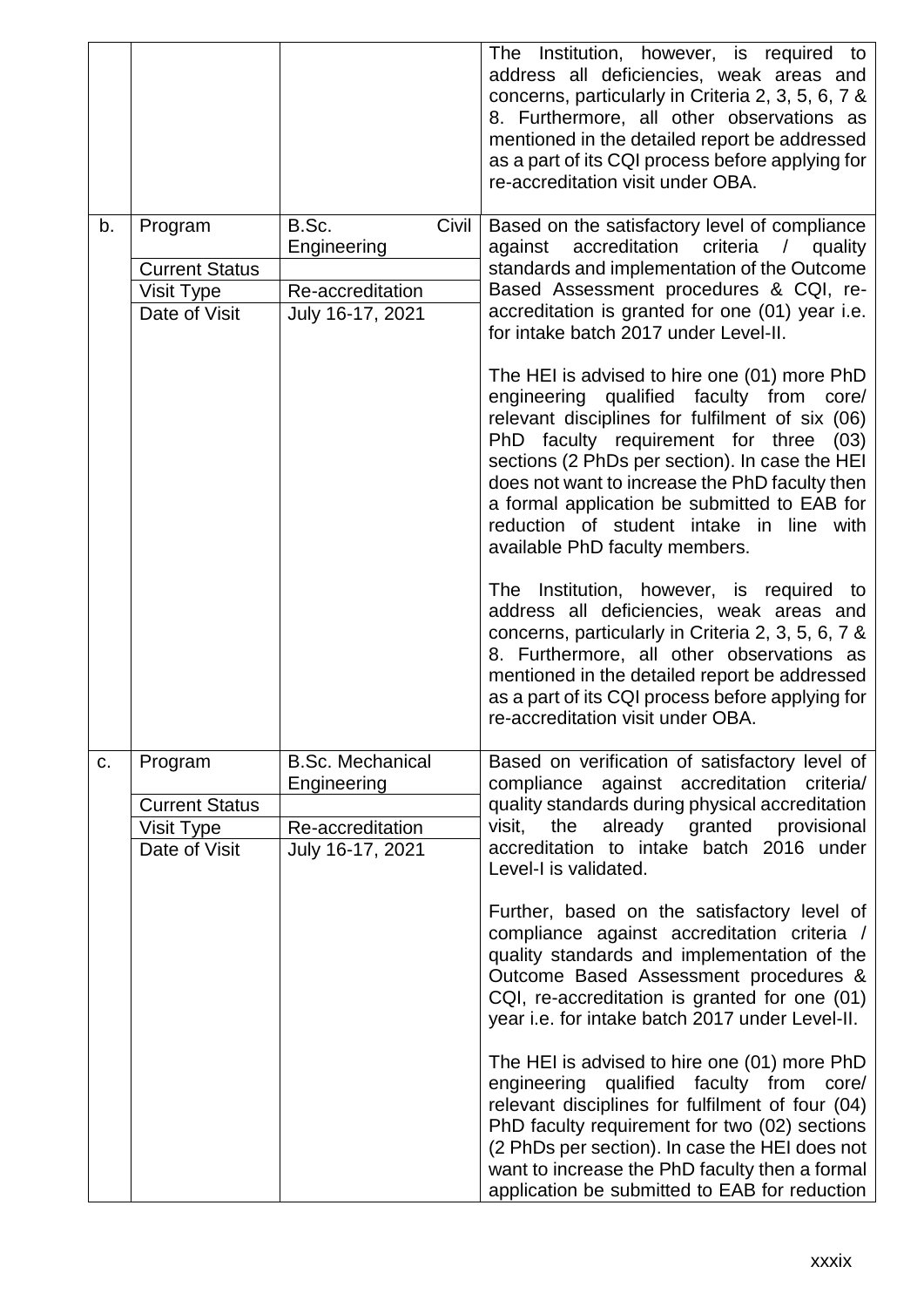| | | | |
|---|---|---|---|
| | | | The Institution, however, is required to address all deficiencies, weak areas and concerns, particularly in Criteria 2, 3, 5, 6, 7 & 8. Furthermore, all other observations as mentioned in the detailed report be addressed as a part of its CQI process before applying for re-accreditation visit under OBA. |
| b. | Program | B.Sc. Civil Engineering | Based on the satisfactory level of compliance against accreditation criteria / quality standards and implementation of the Outcome Based Assessment procedures & CQI, re-accreditation is granted for one (01) year i.e. for intake batch 2017 under Level-II.<br><br>The HEI is advised to hire one (01) more PhD engineering qualified faculty from core/ relevant disciplines for fulfilment of six (06) PhD faculty requirement for three (03) sections (2 PhDs per section). In case the HEI does not want to increase the PhD faculty then a formal application be submitted to EAB for reduction of student intake in line with available PhD faculty members.<br><br>The Institution, however, is required to address all deficiencies, weak areas and concerns, particularly in Criteria 2, 3, 5, 6, 7 & 8. Furthermore, all other observations as mentioned in the detailed report be addressed as a part of its CQI process before applying for re-accreditation visit under OBA. |
| | Current Status | | |
| | Visit Type | Re-accreditation | |
| | Date of Visit | July 16-17, 2021 | |
| c. | Program | B.Sc. Mechanical Engineering | Based on verification of satisfactory level of compliance against accreditation criteria/ quality standards during physical accreditation visit, the already granted provisional accreditation to intake batch 2016 under Level-I is validated.<br><br>Further, based on the satisfactory level of compliance against accreditation criteria / quality standards and implementation of the Outcome Based Assessment procedures & CQI, re-accreditation is granted for one (01) year i.e. for intake batch 2017 under Level-II.<br><br>The HEI is advised to hire one (01) more PhD engineering qualified faculty from core/ relevant disciplines for fulfilment of four (04) PhD faculty requirement for two (02) sections (2 PhDs per section). In case the HEI does not want to increase the PhD faculty then a formal application be submitted to EAB for reduction |
| | Current Status | | |
| | Visit Type | Re-accreditation | |
| | Date of Visit | July 16-17, 2021 | |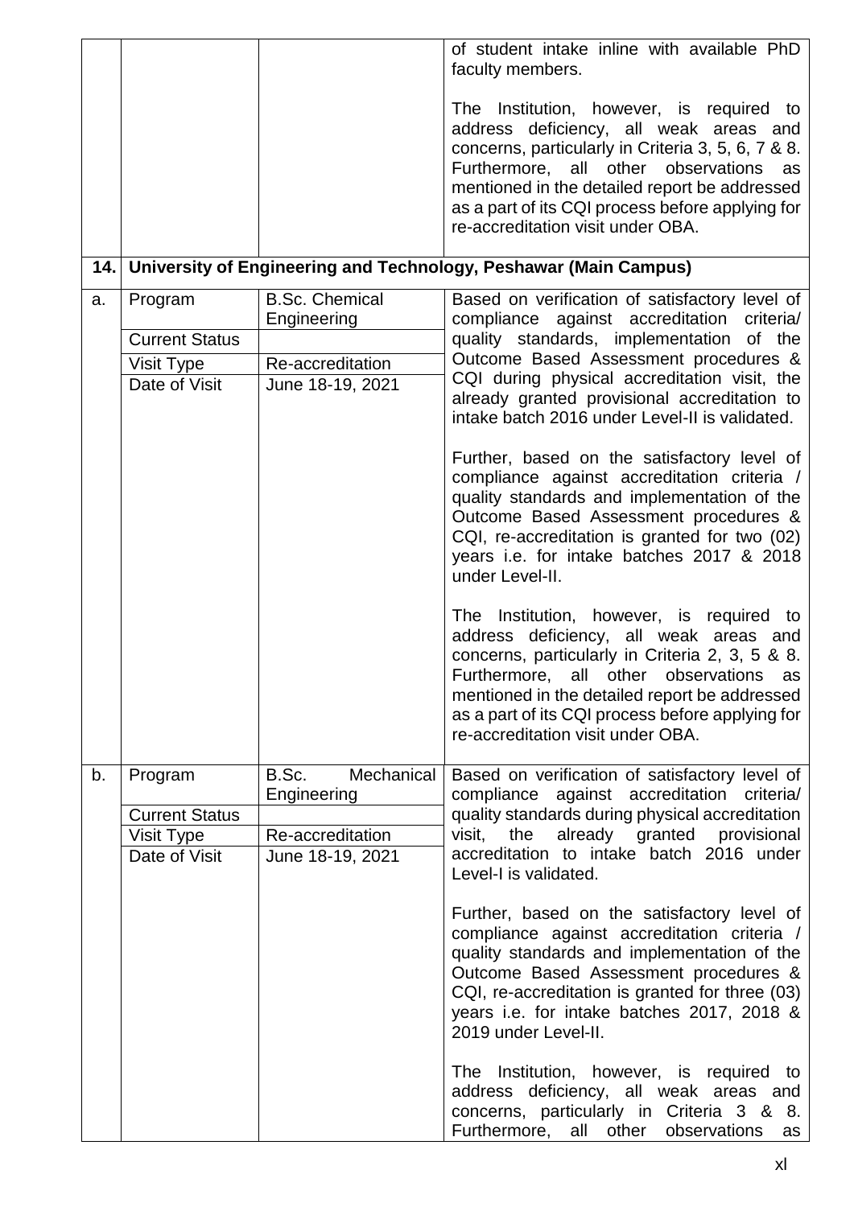|  |  |  | of student intake inline with available PhD faculty members.<br><br>The Institution, however, is required to address deficiency, all weak areas and concerns, particularly in Criteria 3, 5, 6, 7 & 8. Furthermore, all other observations as mentioned in the detailed report be addressed as a part of its CQI process before applying for re-accreditation visit under OBA. |
|---|---|---|---|
| **14.** | **University of Engineering and Technology, Peshawar (Main Campus)** | | |
| a. | Program<br>Current Status<br>Visit Type<br>Date of Visit | B.Sc. Chemical Engineering<br><br>Re-accreditation<br>June 18-19, 2021 | Based on verification of satisfactory level of compliance against accreditation criteria/ quality standards, implementation of the Outcome Based Assessment procedures & CQI during physical accreditation visit, the already granted provisional accreditation to intake batch 2016 under Level-II is validated.<br><br>Further, based on the satisfactory level of compliance against accreditation criteria / quality standards and implementation of the Outcome Based Assessment procedures & CQI, re-accreditation is granted for two (02) years i.e. for intake batches 2017 & 2018 under Level-II.<br><br>The Institution, however, is required to address deficiency, all weak areas and concerns, particularly in Criteria 2, 3, 5 & 8. Furthermore, all other observations as mentioned in the detailed report be addressed as a part of its CQI process before applying for re-accreditation visit under OBA. |
| b. | Program<br>Current Status<br>Visit Type<br>Date of Visit | B.Sc. Mechanical Engineering<br><br>Re-accreditation<br>June 18-19, 2021 | Based on verification of satisfactory level of compliance against accreditation criteria/ quality standards during physical accreditation visit, the already granted provisional accreditation to intake batch 2016 under Level-I is validated.<br><br>Further, based on the satisfactory level of compliance against accreditation criteria / quality standards and implementation of the Outcome Based Assessment procedures & CQI, re-accreditation is granted for three (03) years i.e. for intake batches 2017, 2018 & 2019 under Level-II.<br><br>The Institution, however, is required to address deficiency, all weak areas and concerns, particularly in Criteria 3 & 8. Furthermore, all other observations as |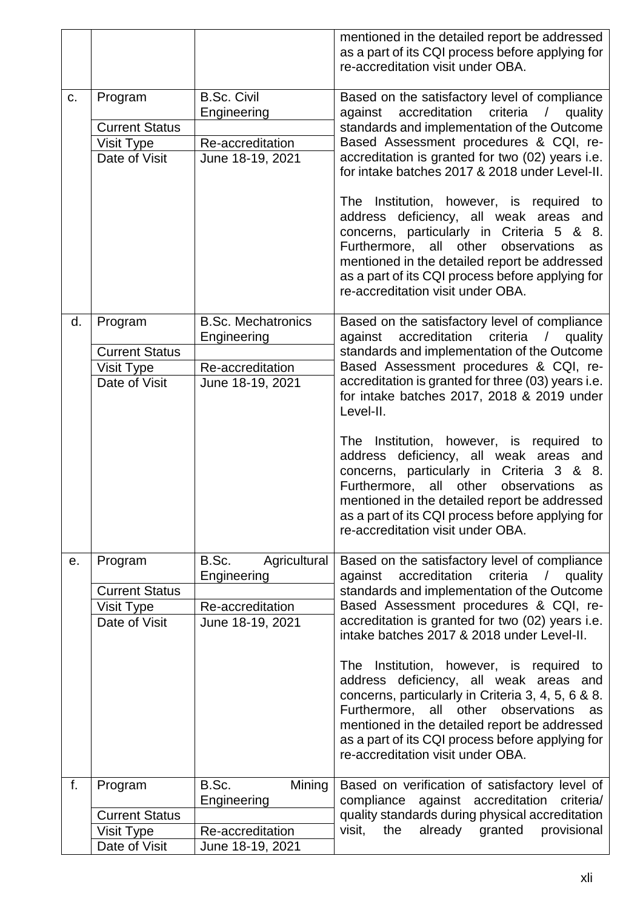|  |  |  | mentioned in the detailed report be addressed as a part of its CQI process before applying for re-accreditation visit under OBA. |
|---|---|---|---|
| c. | Program | B.Sc. Civil Engineering | Based on the satisfactory level of compliance against accreditation criteria / quality standards and implementation of the Outcome Based Assessment procedures & CQI, re-accreditation is granted for two (02) years i.e. for intake batches 2017 & 2018 under Level-II.<br><br>The Institution, however, is required to address deficiency, all weak areas and concerns, particularly in Criteria 5 & 8. Furthermore, all other observations as mentioned in the detailed report be addressed as a part of its CQI process before applying for re-accreditation visit under OBA. |
|  | Current Status |  |  |
|  | Visit Type | Re-accreditation |  |
|  | Date of Visit | June 18-19, 2021 |  |
| d. | Program | B.Sc. Mechatronics Engineering | Based on the satisfactory level of compliance against accreditation criteria / quality standards and implementation of the Outcome Based Assessment procedures & CQI, re-accreditation is granted for three (03) years i.e. for intake batches 2017, 2018 & 2019 under Level-II.<br><br>The Institution, however, is required to address deficiency, all weak areas and concerns, particularly in Criteria 3 & 8. Furthermore, all other observations as mentioned in the detailed report be addressed as a part of its CQI process before applying for re-accreditation visit under OBA. |
|  | Current Status |  |  |
|  | Visit Type | Re-accreditation |  |
|  | Date of Visit | June 18-19, 2021 |  |
| e. | Program | B.Sc. Agricultural Engineering | Based on the satisfactory level of compliance against accreditation criteria / quality standards and implementation of the Outcome Based Assessment procedures & CQI, re-accreditation is granted for two (02) years i.e. intake batches 2017 & 2018 under Level-II.<br><br>The Institution, however, is required to address deficiency, all weak areas and concerns, particularly in Criteria 3, 4, 5, 6 & 8. Furthermore, all other observations as mentioned in the detailed report be addressed as a part of its CQI process before applying for re-accreditation visit under OBA. |
|  | Current Status |  |  |
|  | Visit Type | Re-accreditation |  |
|  | Date of Visit | June 18-19, 2021 |  |
| f. | Program | B.Sc. Mining Engineering | Based on verification of satisfactory level of compliance against accreditation criteria/ quality standards during physical accreditation visit, the already granted provisional |
|  | Current Status |  |  |
|  | Visit Type | Re-accreditation |  |
|  | Date of Visit | June 18-19, 2021 |  |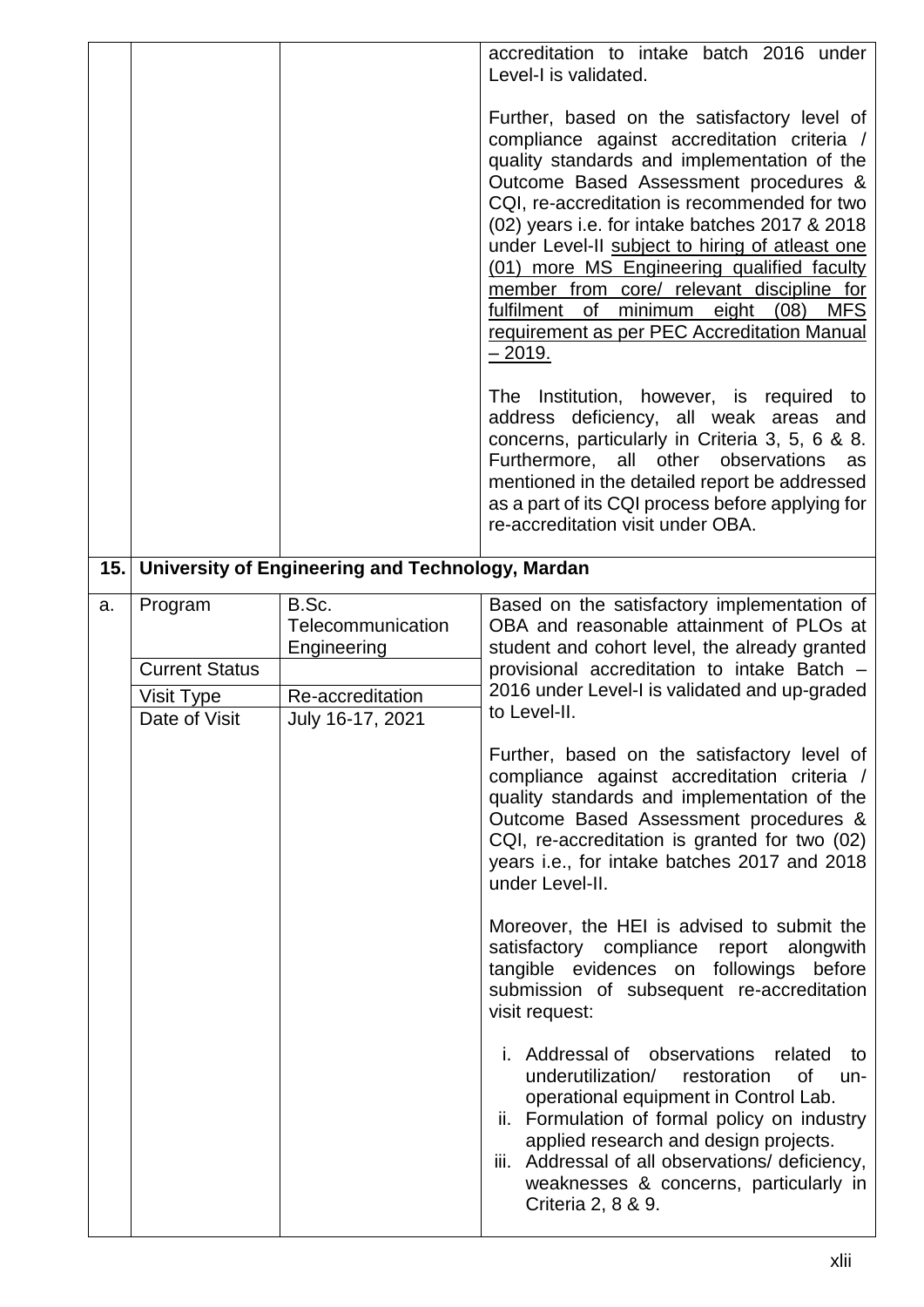| | | | |
|---|---|---|---|
| | | | accreditation to intake batch 2016 under Level-I is validated.<br><br>Further, based on the satisfactory level of compliance against accreditation criteria / quality standards and implementation of the Outcome Based Assessment procedures & CQI, re-accreditation is recommended for two (02) years i.e. for intake batches 2017 & 2018 under Level-II subject to hiring of atleast one (01) more MS Engineering qualified faculty member from core/ relevant discipline for fulfilment of minimum eight (08) MFS requirement as per PEC Accreditation Manual – 2019.<br><br>The Institution, however, is required to address deficiency, all weak areas and concerns, particularly in Criteria 3, 5, 6 & 8. Furthermore, all other observations as mentioned in the detailed report be addressed as a part of its CQI process before applying for re-accreditation visit under OBA. |
| **15.** | **University of Engineering and Technology, Mardan** | | |
| a. | Program<br><br>Current Status<br><br>Visit Type<br><br>Date of Visit | B.Sc. Telecommunication Engineering<br><br><br><br>Re-accreditation<br><br>July 16-17, 2021 | Based on the satisfactory implementation of OBA and reasonable attainment of PLOs at student and cohort level, the already granted provisional accreditation to intake Batch – 2016 under Level-I is validated and up-graded to Level-II.<br><br>Further, based on the satisfactory level of compliance against accreditation criteria / quality standards and implementation of the Outcome Based Assessment procedures & CQI, re-accreditation is granted for two (02) years i.e., for intake batches 2017 and 2018 under Level-II.<br><br>Moreover, the HEI is advised to submit the satisfactory compliance report alongwith tangible evidences on followings before submission of subsequent re-accreditation visit request:<br><br>i. Addressal of observations related to underutilization/ restoration of un-operational equipment in Control Lab.<br>ii. Formulation of formal policy on industry applied research and design projects.<br>iii. Addressal of all observations/ deficiency, weaknesses & concerns, particularly in Criteria 2, 8 & 9. |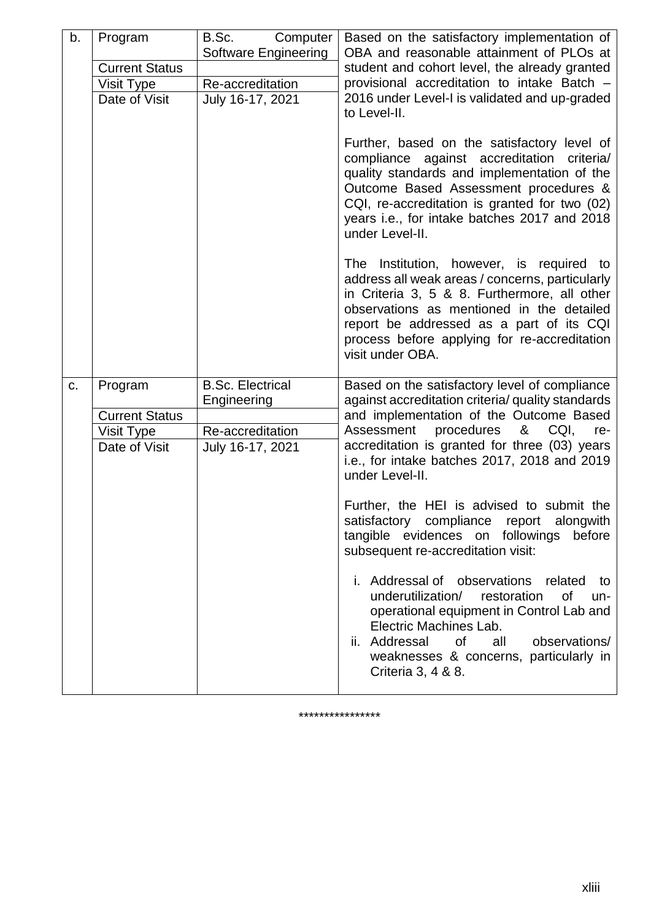| | | | |
|---|---|---|---|
| b. | Program | B.Sc. Computer Software Engineering | Based on the satisfactory implementation of OBA and reasonable attainment of PLOs at student and cohort level, the already granted provisional accreditation to intake Batch – 2016 under Level-I is validated and up-graded to Level-II.<br><br>Further, based on the satisfactory level of compliance against accreditation criteria/ quality standards and implementation of the Outcome Based Assessment procedures & CQI, re-accreditation is granted for two (02) years i.e., for intake batches 2017 and 2018 under Level-II.<br><br>The Institution, however, is required to address all weak areas / concerns, particularly in Criteria 3, 5 & 8. Furthermore, all other observations as mentioned in the detailed report be addressed as a part of its CQI process before applying for re-accreditation visit under OBA. |
| | Current Status | | |
| | Visit Type | Re-accreditation | |
| | Date of Visit | July 16-17, 2021 | |
| c. | Program | B.Sc. Electrical Engineering | Based on the satisfactory level of compliance against accreditation criteria/ quality standards and implementation of the Outcome Based Assessment procedures & CQI, re-accreditation is granted for three (03) years i.e., for intake batches 2017, 2018 and 2019 under Level-II.<br><br>Further, the HEI is advised to submit the satisfactory compliance report alongwith tangible evidences on followings before subsequent re-accreditation visit:<br><br>i. Addressal of observations related to underutilization/ restoration of un-operational equipment in Control Lab and Electric Machines Lab.<br>ii. Addressal of all observations/ weaknesses & concerns, particularly in Criteria 3, 4 & 8. |
| | Current Status | | |
| | Visit Type | Re-accreditation | |
| | Date of Visit | July 16-17, 2021 | |

****************